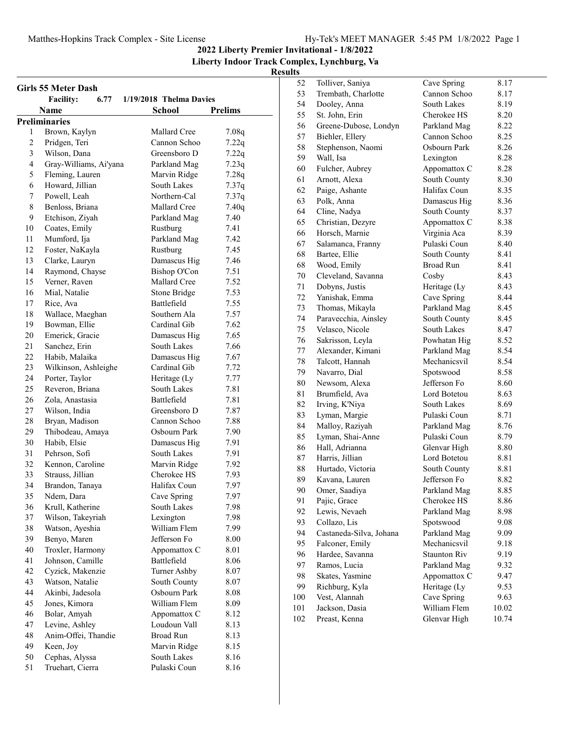## 2022 Liberty Premier Invitational - 1/8/2022

### Liberty Indoor Track Complex, Lynchburg, Va

### Results

**Girls 55 Meter Dash**

Facility: 6.77 1/19/2018 Thelma Davies

**Preliminaries**

| | Name | School | Prelims |
|---|---|---|---|
| 1 | Brown, Kaylyn | Mallard Cree | 7.08q |
| 2 | Pridgen, Teri | Cannon Schoo | 7.22q |
| 3 | Wilson, Dana | Greensboro D | 7.22q |
| 4 | Gray-Williams, Ai'yana | Parkland Mag | 7.23q |
| 5 | Fleming, Lauren | Marvin Ridge | 7.28q |
| 6 | Howard, Jillian | South Lakes | 7.37q |
| 7 | Powell, Leah | Northern-Cal | 7.37q |
| 8 | Benloss, Briana | Mallard Cree | 7.40q |
| 9 | Etchison, Ziyah | Parkland Mag | 7.40 |
| 10 | Coates, Emily | Rustburg | 7.41 |
| 11 | Mumford, Ija | Parkland Mag | 7.42 |
| 12 | Foster, NaKayla | Rustburg | 7.45 |
| 13 | Clarke, Lauryn | Damascus Hig | 7.46 |
| 14 | Raymond, Chayse | Bishop O'Con | 7.51 |
| 15 | Verner, Raven | Mallard Cree | 7.52 |
| 16 | Mial, Natalie | Stone Bridge | 7.53 |
| 17 | Rice, Ava | Battlefield | 7.55 |
| 18 | Wallace, Maeghan | Southern Ala | 7.57 |
| 19 | Bowman, Ellie | Cardinal Gib | 7.62 |
| 20 | Emerick, Gracie | Damascus Hig | 7.65 |
| 21 | Sanchez, Erin | South Lakes | 7.66 |
| 22 | Habib, Malaika | Damascus Hig | 7.67 |
| 23 | Wilkinson, Ashleighe | Cardinal Gib | 7.72 |
| 24 | Porter, Taylor | Heritage (Ly | 7.77 |
| 25 | Reveron, Briana | South Lakes | 7.81 |
| 26 | Zola, Anastasia | Battlefield | 7.81 |
| 27 | Wilson, India | Greensboro D | 7.87 |
| 28 | Bryan, Madison | Cannon Schoo | 7.88 |
| 29 | Thibodeau, Amaya | Osbourn Park | 7.90 |
| 30 | Habib, Elsie | Damascus Hig | 7.91 |
| 31 | Pehrson, Sofi | South Lakes | 7.91 |
| 32 | Kennon, Caroline | Marvin Ridge | 7.92 |
| 33 | Strauss, Jillian | Cherokee HS | 7.93 |
| 34 | Brandon, Tanaya | Halifax Coun | 7.97 |
| 35 | Ndem, Dara | Cave Spring | 7.97 |
| 36 | Krull, Katherine | South Lakes | 7.98 |
| 37 | Wilson, Takeyriah | Lexington | 7.98 |
| 38 | Watson, Ayeshia | William Flem | 7.99 |
| 39 | Benyo, Maren | Jefferson Fo | 8.00 |
| 40 | Troxler, Harmony | Appomattox C | 8.01 |
| 41 | Johnson, Camille | Battlefield | 8.06 |
| 42 | Cyzick, Makenzie | Turner Ashby | 8.07 |
| 43 | Watson, Natalie | South County | 8.07 |
| 44 | Akinbi, Jadesola | Osbourn Park | 8.08 |
| 45 | Jones, Kimora | William Flem | 8.09 |
| 46 | Bolar, Amyah | Appomattox C | 8.12 |
| 47 | Levine, Ashley | Loudoun Vall | 8.13 |
| 48 | Anim-Offei, Thandie | Broad Run | 8.13 |
| 49 | Keen, Joy | Marvin Ridge | 8.15 |
| 50 | Cephas, Alyssa | South Lakes | 8.16 |
| 51 | Truehart, Cierra | Pulaski Coun | 8.16 |
| 52 | Tolliver, Saniya | Cave Spring | 8.17 |
| 53 | Trembath, Charlotte | Cannon Schoo | 8.17 |
| 54 | Dooley, Anna | South Lakes | 8.19 |
| 55 | St. John, Erin | Cherokee HS | 8.20 |
| 56 | Greene-Dubose, Londyn | Parkland Mag | 8.22 |
| 57 | Biehler, Ellery | Cannon Schoo | 8.25 |
| 58 | Stephenson, Naomi | Osbourn Park | 8.26 |
| 59 | Wall, Isa | Lexington | 8.28 |
| 60 | Fulcher, Aubrey | Appomattox C | 8.28 |
| 61 | Arnott, Alexa | South County | 8.30 |
| 62 | Paige, Ashante | Halifax Coun | 8.35 |
| 63 | Polk, Anna | Damascus Hig | 8.36 |
| 64 | Cline, Nadya | South County | 8.37 |
| 65 | Christian, Dezyre | Appomattox C | 8.38 |
| 66 | Horsch, Marnie | Virginia Aca | 8.39 |
| 67 | Salamanca, Franny | Pulaski Coun | 8.40 |
| 68 | Bartee, Ellie | South County | 8.41 |
| 68 | Wood, Emily | Broad Run | 8.41 |
| 70 | Cleveland, Savanna | Cosby | 8.43 |
| 71 | Dobyns, Justis | Heritage (Ly | 8.43 |
| 72 | Yanishak, Emma | Cave Spring | 8.44 |
| 73 | Thomas, Mikayla | Parkland Mag | 8.45 |
| 74 | Paravecchia, Ainsley | South County | 8.45 |
| 75 | Velasco, Nicole | South Lakes | 8.47 |
| 76 | Sakrisson, Leyla | Powhatan Hig | 8.52 |
| 77 | Alexander, Kimani | Parkland Mag | 8.54 |
| 78 | Talcott, Hannah | Mechanicsvil | 8.54 |
| 79 | Navarro, Dial | Spotswood | 8.58 |
| 80 | Newsom, Alexa | Jefferson Fo | 8.60 |
| 81 | Brumfield, Ava | Lord Botetou | 8.63 |
| 82 | Irving, K'Niya | South Lakes | 8.69 |
| 83 | Lyman, Margie | Pulaski Coun | 8.71 |
| 84 | Malloy, Raziyah | Parkland Mag | 8.76 |
| 85 | Lyman, Shai-Anne | Pulaski Coun | 8.79 |
| 86 | Hall, Adrianna | Glenvar High | 8.80 |
| 87 | Harris, Jillian | Lord Botetou | 8.81 |
| 88 | Hurtado, Victoria | South County | 8.81 |
| 89 | Kavana, Lauren | Jefferson Fo | 8.82 |
| 90 | Omer, Saadiya | Parkland Mag | 8.85 |
| 91 | Pajic, Grace | Cherokee HS | 8.86 |
| 92 | Lewis, Nevaeh | Parkland Mag | 8.98 |
| 93 | Collazo, Lis | Spotswood | 9.08 |
| 94 | Castaneda-Silva, Johana | Parkland Mag | 9.09 |
| 95 | Falconer, Emily | Mechanicsvil | 9.18 |
| 96 | Hardee, Savanna | Staunton Riv | 9.19 |
| 97 | Ramos, Lucia | Parkland Mag | 9.32 |
| 98 | Skates, Yasmine | Appomattox C | 9.47 |
| 99 | Richburg, Kyla | Heritage (Ly | 9.53 |
| 100 | Vest, Alannah | Cave Spring | 9.63 |
| 101 | Jackson, Dasia | William Flem | 10.02 |
| 102 | Preast, Kenna | Glenvar High | 10.74 |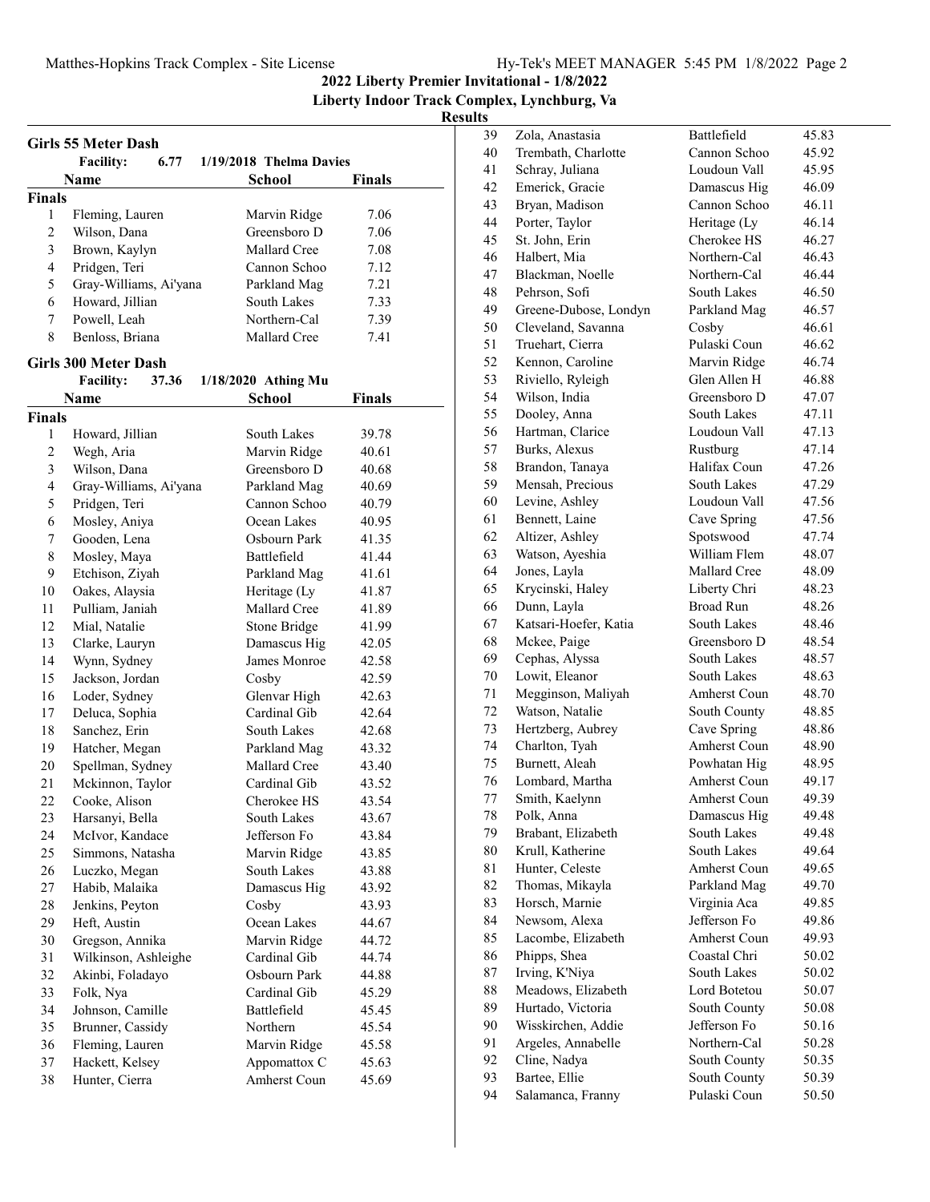## 2022 Liberty Premier Invitational - 1/8/2022

**Liberty Indoor Track Complex, Lynchburg, Va**

**Results**

### Girls 55 Meter Dash

**Facility:** 6.77 1/19/2018 Thelma Davies

| | Name | School | Finals |
|---|---|---|---|
| **Finals** | | | |
| 1 | Fleming, Lauren | Marvin Ridge | 7.06 |
| 2 | Wilson, Dana | Greensboro D | 7.06 |
| 3 | Brown, Kaylyn | Mallard Cree | 7.08 |
| 4 | Pridgen, Teri | Cannon Schoo | 7.12 |
| 5 | Gray-Williams, Ai'yana | Parkland Mag | 7.21 |
| 6 | Howard, Jillian | South Lakes | 7.33 |
| 7 | Powell, Leah | Northern-Cal | 7.39 |
| 8 | Benloss, Briana | Mallard Cree | 7.41 |

### Girls 300 Meter Dash

**Facility:** 37.36 1/18/2020 Athing Mu

| | Name | School | Finals |
|---|---|---|---|
| **Finals** | | | |
| 1 | Howard, Jillian | South Lakes | 39.78 |
| 2 | Wegh, Aria | Marvin Ridge | 40.61 |
| 3 | Wilson, Dana | Greensboro D | 40.68 |
| 4 | Gray-Williams, Ai'yana | Parkland Mag | 40.69 |
| 5 | Pridgen, Teri | Cannon Schoo | 40.79 |
| 6 | Mosley, Aniya | Ocean Lakes | 40.95 |
| 7 | Gooden, Lena | Osbourn Park | 41.35 |
| 8 | Mosley, Maya | Battlefield | 41.44 |
| 9 | Etchison, Ziyah | Parkland Mag | 41.61 |
| 10 | Oakes, Alaysia | Heritage (Ly | 41.87 |
| 11 | Pulliam, Janiah | Mallard Cree | 41.89 |
| 12 | Mial, Natalie | Stone Bridge | 41.99 |
| 13 | Clarke, Lauryn | Damascus Hig | 42.05 |
| 14 | Wynn, Sydney | James Monroe | 42.58 |
| 15 | Jackson, Jordan | Cosby | 42.59 |
| 16 | Loder, Sydney | Glenvar High | 42.63 |
| 17 | Deluca, Sophia | Cardinal Gib | 42.64 |
| 18 | Sanchez, Erin | South Lakes | 42.68 |
| 19 | Hatcher, Megan | Parkland Mag | 43.32 |
| 20 | Spellman, Sydney | Mallard Cree | 43.40 |
| 21 | Mckinnon, Taylor | Cardinal Gib | 43.52 |
| 22 | Cooke, Alison | Cherokee HS | 43.54 |
| 23 | Harsanyi, Bella | South Lakes | 43.67 |
| 24 | McIvor, Kandace | Jefferson Fo | 43.84 |
| 25 | Simmons, Natasha | Marvin Ridge | 43.85 |
| 26 | Luczko, Megan | South Lakes | 43.88 |
| 27 | Habib, Malaika | Damascus Hig | 43.92 |
| 28 | Jenkins, Peyton | Cosby | 43.93 |
| 29 | Heft, Austin | Ocean Lakes | 44.67 |
| 30 | Gregson, Annika | Marvin Ridge | 44.72 |
| 31 | Wilkinson, Ashleighe | Cardinal Gib | 44.74 |
| 32 | Akinbi, Foladayo | Osbourn Park | 44.88 |
| 33 | Folk, Nya | Cardinal Gib | 45.29 |
| 34 | Johnson, Camille | Battlefield | 45.45 |
| 35 | Brunner, Cassidy | Northern | 45.54 |
| 36 | Fleming, Lauren | Marvin Ridge | 45.58 |
| 37 | Hackett, Kelsey | Appomattox C | 45.63 |
| 38 | Hunter, Cierra | Amherst Coun | 45.69 |
| 39 | Zola, Anastasia | Battlefield | 45.83 |
| 40 | Trembath, Charlotte | Cannon Schoo | 45.92 |
| 41 | Schray, Juliana | Loudoun Vall | 45.95 |
| 42 | Emerick, Gracie | Damascus Hig | 46.09 |
| 43 | Bryan, Madison | Cannon Schoo | 46.11 |
| 44 | Porter, Taylor | Heritage (Ly | 46.14 |
| 45 | St. John, Erin | Cherokee HS | 46.27 |
| 46 | Halbert, Mia | Northern-Cal | 46.43 |
| 47 | Blackman, Noelle | Northern-Cal | 46.44 |
| 48 | Pehrson, Sofi | South Lakes | 46.50 |
| 49 | Greene-Dubose, Londyn | Parkland Mag | 46.57 |
| 50 | Cleveland, Savanna | Cosby | 46.61 |
| 51 | Truehart, Cierra | Pulaski Coun | 46.62 |
| 52 | Kennon, Caroline | Marvin Ridge | 46.74 |
| 53 | Riviello, Ryleigh | Glen Allen H | 46.88 |
| 54 | Wilson, India | Greensboro D | 47.07 |
| 55 | Dooley, Anna | South Lakes | 47.11 |
| 56 | Hartman, Clarice | Loudoun Vall | 47.13 |
| 57 | Burks, Alexus | Rustburg | 47.14 |
| 58 | Brandon, Tanaya | Halifax Coun | 47.26 |
| 59 | Mensah, Precious | South Lakes | 47.29 |
| 60 | Levine, Ashley | Loudoun Vall | 47.56 |
| 61 | Bennett, Laine | Cave Spring | 47.56 |
| 62 | Altizer, Ashley | Spotswood | 47.74 |
| 63 | Watson, Ayeshia | William Flem | 48.07 |
| 64 | Jones, Layla | Mallard Cree | 48.09 |
| 65 | Krycinski, Haley | Liberty Chri | 48.23 |
| 66 | Dunn, Layla | Broad Run | 48.26 |
| 67 | Katsari-Hoefer, Katia | South Lakes | 48.46 |
| 68 | Mckee, Paige | Greensboro D | 48.54 |
| 69 | Cephas, Alyssa | South Lakes | 48.57 |
| 70 | Lowit, Eleanor | South Lakes | 48.63 |
| 71 | Megginson, Maliyah | Amherst Coun | 48.70 |
| 72 | Watson, Natalie | South County | 48.85 |
| 73 | Hertzberg, Aubrey | Cave Spring | 48.86 |
| 74 | Charlton, Tyah | Amherst Coun | 48.90 |
| 75 | Burnett, Aleah | Powhatan Hig | 48.95 |
| 76 | Lombard, Martha | Amherst Coun | 49.17 |
| 77 | Smith, Kaelynn | Amherst Coun | 49.39 |
| 78 | Polk, Anna | Damascus Hig | 49.48 |
| 79 | Brabant, Elizabeth | South Lakes | 49.48 |
| 80 | Krull, Katherine | South Lakes | 49.64 |
| 81 | Hunter, Celeste | Amherst Coun | 49.65 |
| 82 | Thomas, Mikayla | Parkland Mag | 49.70 |
| 83 | Horsch, Marnie | Virginia Aca | 49.85 |
| 84 | Newsom, Alexa | Jefferson Fo | 49.86 |
| 85 | Lacombe, Elizabeth | Amherst Coun | 49.93 |
| 86 | Phipps, Shea | Coastal Chri | 50.02 |
| 87 | Irving, K'Niya | South Lakes | 50.02 |
| 88 | Meadows, Elizabeth | Lord Botetou | 50.07 |
| 89 | Hurtado, Victoria | South County | 50.08 |
| 90 | Wisskirchen, Addie | Jefferson Fo | 50.16 |
| 91 | Argeles, Annabelle | Northern-Cal | 50.28 |
| 92 | Cline, Nadya | South County | 50.35 |
| 93 | Bartee, Ellie | South County | 50.39 |
| 94 | Salamanca, Franny | Pulaski Coun | 50.50 |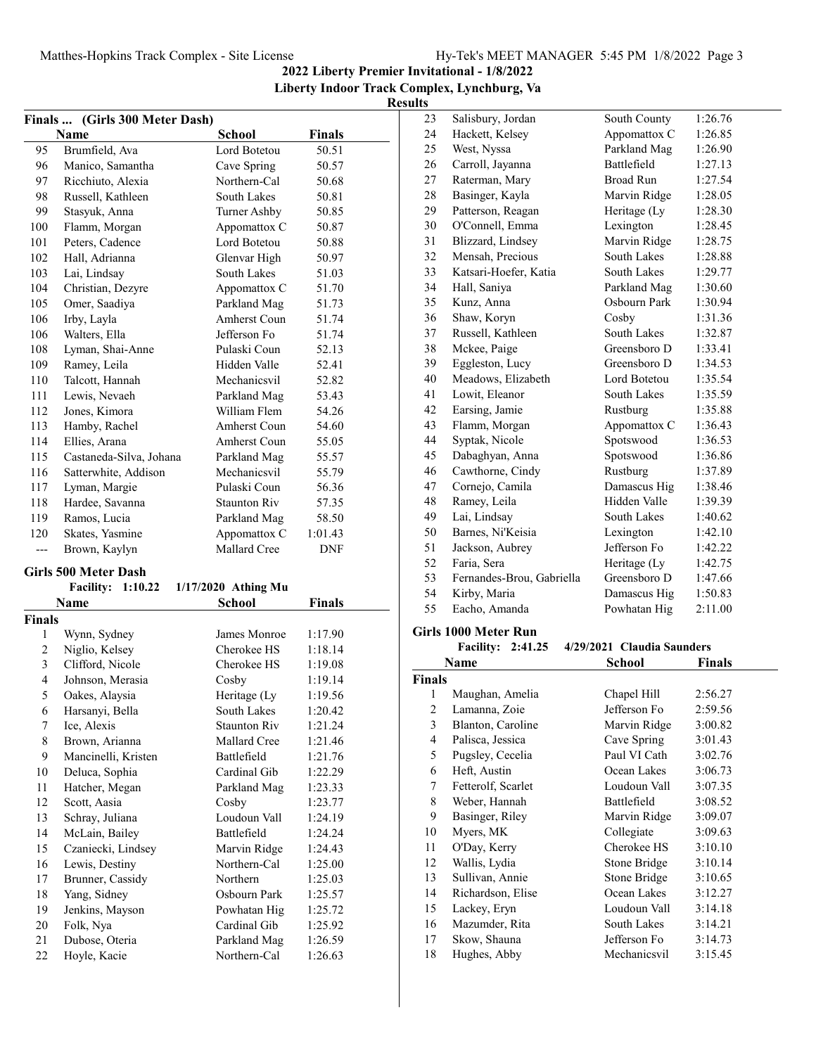# 2022 Liberty Premier Invitational - 1/8/2022

## Liberty Indoor Track Complex, Lynchburg, Va

### Results

**Finals ... (Girls 300 Meter Dash)**

| | Name | School | Finals |
|---|---|---|---|
| 95 | Brumfield, Ava | Lord Botetou | 50.51 |
| 96 | Manico, Samantha | Cave Spring | 50.57 |
| 97 | Ricchiuto, Alexia | Northern-Cal | 50.68 |
| 98 | Russell, Kathleen | South Lakes | 50.81 |
| 99 | Stasyuk, Anna | Turner Ashby | 50.85 |
| 100 | Flamm, Morgan | Appomattox C | 50.87 |
| 101 | Peters, Cadence | Lord Botetou | 50.88 |
| 102 | Hall, Adrianna | Glenvar High | 50.97 |
| 103 | Lai, Lindsay | South Lakes | 51.03 |
| 104 | Christian, Dezyre | Appomattox C | 51.70 |
| 105 | Omer, Saadiya | Parkland Mag | 51.73 |
| 106 | Irby, Layla | Amherst Coun | 51.74 |
| 106 | Walters, Ella | Jefferson Fo | 51.74 |
| 108 | Lyman, Shai-Anne | Pulaski Coun | 52.13 |
| 109 | Ramey, Leila | Hidden Valle | 52.41 |
| 110 | Talcott, Hannah | Mechanicsvil | 52.82 |
| 111 | Lewis, Nevaeh | Parkland Mag | 53.43 |
| 112 | Jones, Kimora | William Flem | 54.26 |
| 113 | Hamby, Rachel | Amherst Coun | 54.60 |
| 114 | Ellies, Arana | Amherst Coun | 55.05 |
| 115 | Castaneda-Silva, Johana | Parkland Mag | 55.57 |
| 116 | Satterwhite, Addison | Mechanicsvil | 55.79 |
| 117 | Lyman, Margie | Pulaski Coun | 56.36 |
| 118 | Hardee, Savanna | Staunton Riv | 57.35 |
| 119 | Ramos, Lucia | Parkland Mag | 58.50 |
| 120 | Skates, Yasmine | Appomattox C | 1:01.43 |
| --- | Brown, Kaylyn | Mallard Cree | DNF |

**Girls 500 Meter Dash**

Facility: 1:10.22 1/17/2020 Athing Mu

| | Name | School | Finals |
|---|---|---|---|
| **Finals** | | | |
| 1 | Wynn, Sydney | James Monroe | 1:17.90 |
| 2 | Niglio, Kelsey | Cherokee HS | 1:18.14 |
| 3 | Clifford, Nicole | Cherokee HS | 1:19.08 |
| 4 | Johnson, Merasia | Cosby | 1:19.14 |
| 5 | Oakes, Alaysia | Heritage (Ly | 1:19.56 |
| 6 | Harsanyi, Bella | South Lakes | 1:20.42 |
| 7 | Ice, Alexis | Staunton Riv | 1:21.24 |
| 8 | Brown, Arianna | Mallard Cree | 1:21.46 |
| 9 | Mancinelli, Kristen | Battlefield | 1:21.76 |
| 10 | Deluca, Sophia | Cardinal Gib | 1:22.29 |
| 11 | Hatcher, Megan | Parkland Mag | 1:23.33 |
| 12 | Scott, Aasia | Cosby | 1:23.77 |
| 13 | Schray, Juliana | Loudoun Vall | 1:24.19 |
| 14 | McLain, Bailey | Battlefield | 1:24.24 |
| 15 | Czaniecki, Lindsey | Marvin Ridge | 1:24.43 |
| 16 | Lewis, Destiny | Northern-Cal | 1:25.00 |
| 17 | Brunner, Cassidy | Northern | 1:25.03 |
| 18 | Yang, Sidney | Osbourn Park | 1:25.57 |
| 19 | Jenkins, Mayson | Powhatan Hig | 1:25.72 |
| 20 | Folk, Nya | Cardinal Gib | 1:25.92 |
| 21 | Dubose, Oteria | Parkland Mag | 1:26.59 |
| 22 | Hoyle, Kacie | Northern-Cal | 1:26.63 |
| 23 | Salisbury, Jordan | South County | 1:26.76 |
| 24 | Hackett, Kelsey | Appomattox C | 1:26.85 |
| 25 | West, Nyssa | Parkland Mag | 1:26.90 |
| 26 | Carroll, Jayanna | Battlefield | 1:27.13 |
| 27 | Raterman, Mary | Broad Run | 1:27.54 |
| 28 | Basinger, Kayla | Marvin Ridge | 1:28.05 |
| 29 | Patterson, Reagan | Heritage (Ly | 1:28.30 |
| 30 | O'Connell, Emma | Lexington | 1:28.45 |
| 31 | Blizzard, Lindsey | Marvin Ridge | 1:28.75 |
| 32 | Mensah, Precious | South Lakes | 1:28.88 |
| 33 | Katsari-Hoefer, Katia | South Lakes | 1:29.77 |
| 34 | Hall, Saniya | Parkland Mag | 1:30.60 |
| 35 | Kunz, Anna | Osbourn Park | 1:30.94 |
| 36 | Shaw, Koryn | Cosby | 1:31.36 |
| 37 | Russell, Kathleen | South Lakes | 1:32.87 |
| 38 | Mckee, Paige | Greensboro D | 1:33.41 |
| 39 | Eggleston, Lucy | Greensboro D | 1:34.53 |
| 40 | Meadows, Elizabeth | Lord Botetou | 1:35.54 |
| 41 | Lowit, Eleanor | South Lakes | 1:35.59 |
| 42 | Earsing, Jamie | Rustburg | 1:35.88 |
| 43 | Flamm, Morgan | Appomattox C | 1:36.43 |
| 44 | Syptak, Nicole | Spotswood | 1:36.53 |
| 45 | Dabaghyan, Anna | Spotswood | 1:36.86 |
| 46 | Cawthorne, Cindy | Rustburg | 1:37.89 |
| 47 | Cornejo, Camila | Damascus Hig | 1:38.46 |
| 48 | Ramey, Leila | Hidden Valle | 1:39.39 |
| 49 | Lai, Lindsay | South Lakes | 1:40.62 |
| 50 | Barnes, Ni'Keisia | Lexington | 1:42.10 |
| 51 | Jackson, Aubrey | Jefferson Fo | 1:42.22 |
| 52 | Faria, Sera | Heritage (Ly | 1:42.75 |
| 53 | Fernandes-Brou, Gabriella | Greensboro D | 1:47.66 |
| 54 | Kirby, Maria | Damascus Hig | 1:50.83 |
| 55 | Eacho, Amanda | Powhatan Hig | 2:11.00 |

**Girls 1000 Meter Run**

Facility: 2:41.25 4/29/2021 Claudia Saunders

| | Name | School | Finals |
|---|---|---|---|
| **Finals** | | | |
| 1 | Maughan, Amelia | Chapel Hill | 2:56.27 |
| 2 | Lamanna, Zoie | Jefferson Fo | 2:59.56 |
| 3 | Blanton, Caroline | Marvin Ridge | 3:00.82 |
| 4 | Palisca, Jessica | Cave Spring | 3:01.43 |
| 5 | Pugsley, Cecelia | Paul VI Cath | 3:02.76 |
| 6 | Heft, Austin | Ocean Lakes | 3:06.73 |
| 7 | Fetterolf, Scarlet | Loudoun Vall | 3:07.35 |
| 8 | Weber, Hannah | Battlefield | 3:08.52 |
| 9 | Basinger, Riley | Marvin Ridge | 3:09.07 |
| 10 | Myers, MK | Collegiate | 3:09.63 |
| 11 | O'Day, Kerry | Cherokee HS | 3:10.10 |
| 12 | Wallis, Lydia | Stone Bridge | 3:10.14 |
| 13 | Sullivan, Annie | Stone Bridge | 3:10.65 |
| 14 | Richardson, Elise | Ocean Lakes | 3:12.27 |
| 15 | Lackey, Eryn | Loudoun Vall | 3:14.18 |
| 16 | Mazumder, Rita | South Lakes | 3:14.21 |
| 17 | Skow, Shauna | Jefferson Fo | 3:14.73 |
| 18 | Hughes, Abby | Mechanicsvil | 3:15.45 |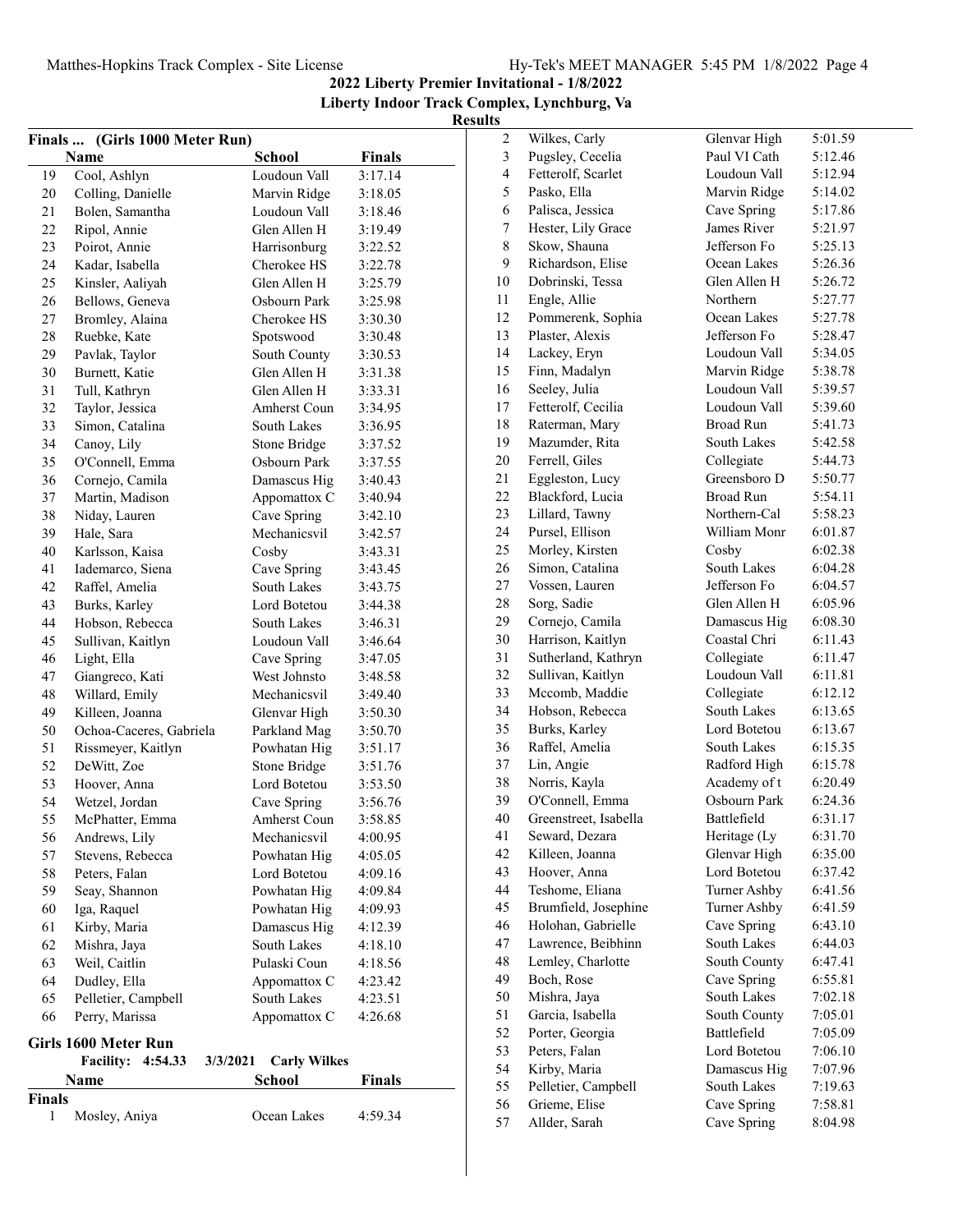2022 Liberty Premier Invitational - 1/8/2022

Liberty Indoor Track Complex, Lynchburg, Va

Results

## Finals ... (Girls 1000 Meter Run)

| | Name | School | Finals |
|---|---|---|---|
| 19 | Cool, Ashlyn | Loudoun Vall | 3:17.14 |
| 20 | Colling, Danielle | Marvin Ridge | 3:18.05 |
| 21 | Bolen, Samantha | Loudoun Vall | 3:18.46 |
| 22 | Ripol, Annie | Glen Allen H | 3:19.49 |
| 23 | Poirot, Annie | Harrisonburg | 3:22.52 |
| 24 | Kadar, Isabella | Cherokee HS | 3:22.78 |
| 25 | Kinsler, Aaliyah | Glen Allen H | 3:25.79 |
| 26 | Bellows, Geneva | Osbourn Park | 3:25.98 |
| 27 | Bromley, Alaina | Cherokee HS | 3:30.30 |
| 28 | Ruebke, Kate | Spotswood | 3:30.48 |
| 29 | Pavlak, Taylor | South County | 3:30.53 |
| 30 | Burnett, Katie | Glen Allen H | 3:31.38 |
| 31 | Tull, Kathryn | Glen Allen H | 3:33.31 |
| 32 | Taylor, Jessica | Amherst Coun | 3:34.95 |
| 33 | Simon, Catalina | South Lakes | 3:36.95 |
| 34 | Canoy, Lily | Stone Bridge | 3:37.52 |
| 35 | O'Connell, Emma | Osbourn Park | 3:37.55 |
| 36 | Cornejo, Camila | Damascus Hig | 3:40.43 |
| 37 | Martin, Madison | Appomattox C | 3:40.94 |
| 38 | Niday, Lauren | Cave Spring | 3:42.10 |
| 39 | Hale, Sara | Mechanicsvil | 3:42.57 |
| 40 | Karlsson, Kaisa | Cosby | 3:43.31 |
| 41 | Iademarco, Siena | Cave Spring | 3:43.45 |
| 42 | Raffel, Amelia | South Lakes | 3:43.75 |
| 43 | Burks, Karley | Lord Botetou | 3:44.38 |
| 44 | Hobson, Rebecca | South Lakes | 3:46.31 |
| 45 | Sullivan, Kaitlyn | Loudoun Vall | 3:46.64 |
| 46 | Light, Ella | Cave Spring | 3:47.05 |
| 47 | Giangreco, Kati | West Johnsto | 3:48.58 |
| 48 | Willard, Emily | Mechanicsvil | 3:49.40 |
| 49 | Killeen, Joanna | Glenvar High | 3:50.30 |
| 50 | Ochoa-Caceres, Gabriela | Parkland Mag | 3:50.70 |
| 51 | Rissmeyer, Kaitlyn | Powhatan Hig | 3:51.17 |
| 52 | DeWitt, Zoe | Stone Bridge | 3:51.76 |
| 53 | Hoover, Anna | Lord Botetou | 3:53.50 |
| 54 | Wetzel, Jordan | Cave Spring | 3:56.76 |
| 55 | McPhatter, Emma | Amherst Coun | 3:58.85 |
| 56 | Andrews, Lily | Mechanicsvil | 4:00.95 |
| 57 | Stevens, Rebecca | Powhatan Hig | 4:05.05 |
| 58 | Peters, Falan | Lord Botetou | 4:09.16 |
| 59 | Seay, Shannon | Powhatan Hig | 4:09.84 |
| 60 | Iga, Raquel | Powhatan Hig | 4:09.93 |
| 61 | Kirby, Maria | Damascus Hig | 4:12.39 |
| 62 | Mishra, Jaya | South Lakes | 4:18.10 |
| 63 | Weil, Caitlin | Pulaski Coun | 4:18.56 |
| 64 | Dudley, Ella | Appomattox C | 4:23.42 |
| 65 | Pelletier, Campbell | South Lakes | 4:23.51 |
| 66 | Perry, Marissa | Appomattox C | 4:26.68 |

## Girls 1600 Meter Run

**Facility: 4:54.33 3/3/2021 Carly Wilkes**

**Finals**

| | Name | School | Finals |
|---|---|---|---|
| 1 | Mosley, Aniya | Ocean Lakes | 4:59.34 |
| 2 | Wilkes, Carly | Glenvar High | 5:01.59 |
| 3 | Pugsley, Cecelia | Paul VI Cath | 5:12.46 |
| 4 | Fetterolf, Scarlet | Loudoun Vall | 5:12.94 |
| 5 | Pasko, Ella | Marvin Ridge | 5:14.02 |
| 6 | Palisca, Jessica | Cave Spring | 5:17.86 |
| 7 | Hester, Lily Grace | James River | 5:21.97 |
| 8 | Skow, Shauna | Jefferson Fo | 5:25.13 |
| 9 | Richardson, Elise | Ocean Lakes | 5:26.36 |
| 10 | Dobrinski, Tessa | Glen Allen H | 5:26.72 |
| 11 | Engle, Allie | Northern | 5:27.77 |
| 12 | Pommerenk, Sophia | Ocean Lakes | 5:27.78 |
| 13 | Plaster, Alexis | Jefferson Fo | 5:28.47 |
| 14 | Lackey, Eryn | Loudoun Vall | 5:34.05 |
| 15 | Finn, Madalyn | Marvin Ridge | 5:38.78 |
| 16 | Seeley, Julia | Loudoun Vall | 5:39.57 |
| 17 | Fetterolf, Cecilia | Loudoun Vall | 5:39.60 |
| 18 | Raterman, Mary | Broad Run | 5:41.73 |
| 19 | Mazumder, Rita | South Lakes | 5:42.58 |
| 20 | Ferrell, Giles | Collegiate | 5:44.73 |
| 21 | Eggleston, Lucy | Greensboro D | 5:50.77 |
| 22 | Blackford, Lucia | Broad Run | 5:54.11 |
| 23 | Lillard, Tawny | Northern-Cal | 5:58.23 |
| 24 | Pursel, Ellison | William Monr | 6:01.87 |
| 25 | Morley, Kirsten | Cosby | 6:02.38 |
| 26 | Simon, Catalina | South Lakes | 6:04.28 |
| 27 | Vossen, Lauren | Jefferson Fo | 6:04.57 |
| 28 | Sorg, Sadie | Glen Allen H | 6:05.96 |
| 29 | Cornejo, Camila | Damascus Hig | 6:08.30 |
| 30 | Harrison, Kaitlyn | Coastal Chri | 6:11.43 |
| 31 | Sutherland, Kathryn | Collegiate | 6:11.47 |
| 32 | Sullivan, Kaitlyn | Loudoun Vall | 6:11.81 |
| 33 | Mccomb, Maddie | Collegiate | 6:12.12 |
| 34 | Hobson, Rebecca | South Lakes | 6:13.65 |
| 35 | Burks, Karley | Lord Botetou | 6:13.67 |
| 36 | Raffel, Amelia | South Lakes | 6:15.35 |
| 37 | Lin, Angie | Radford High | 6:15.78 |
| 38 | Norris, Kayla | Academy of t | 6:20.49 |
| 39 | O'Connell, Emma | Osbourn Park | 6:24.36 |
| 40 | Greenstreet, Isabella | Battlefield | 6:31.17 |
| 41 | Seward, Dezara | Heritage (Ly | 6:31.70 |
| 42 | Killeen, Joanna | Glenvar High | 6:35.00 |
| 43 | Hoover, Anna | Lord Botetou | 6:37.42 |
| 44 | Teshome, Eliana | Turner Ashby | 6:41.56 |
| 45 | Brumfield, Josephine | Turner Ashby | 6:41.59 |
| 46 | Holohan, Gabrielle | Cave Spring | 6:43.10 |
| 47 | Lawrence, Beibhinn | South Lakes | 6:44.03 |
| 48 | Lemley, Charlotte | South County | 6:47.41 |
| 49 | Boch, Rose | Cave Spring | 6:55.81 |
| 50 | Mishra, Jaya | South Lakes | 7:02.18 |
| 51 | Garcia, Isabella | South County | 7:05.01 |
| 52 | Porter, Georgia | Battlefield | 7:05.09 |
| 53 | Peters, Falan | Lord Botetou | 7:06.10 |
| 54 | Kirby, Maria | Damascus Hig | 7:07.96 |
| 55 | Pelletier, Campbell | South Lakes | 7:19.63 |
| 56 | Grieme, Elise | Cave Spring | 7:58.81 |
| 57 | Allder, Sarah | Cave Spring | 8:04.98 |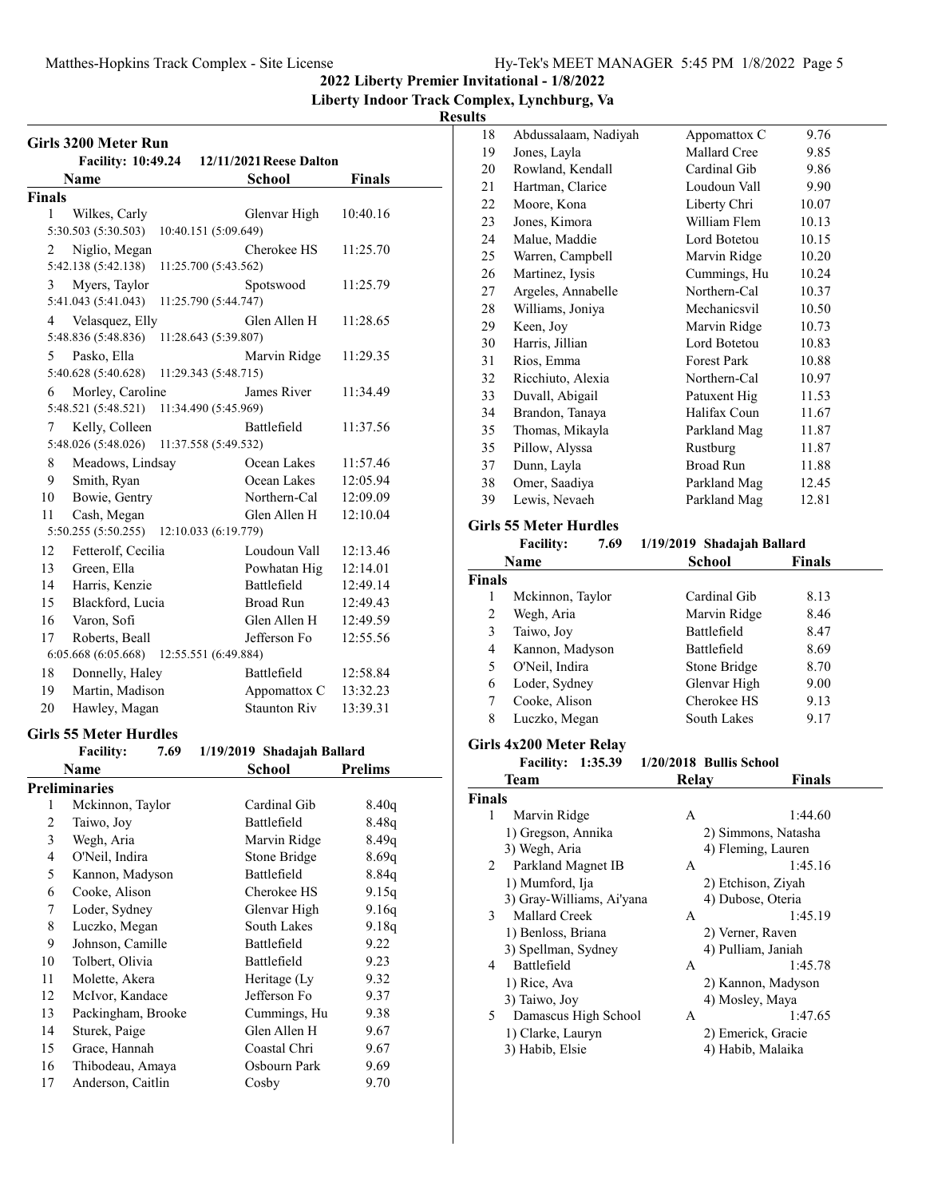# 2022 Liberty Premier Invitational - 1/8/2022

**Liberty Indoor Track Complex, Lynchburg, Va**

**Results**

## Girls 3200 Meter Run

**Facility: 10:49.24   12/11/2021 Reese Dalton**

| | Name | School | Finals |
|---|---|---|---|
| **Finals** | | | |
| 1 | Wilkes, Carly | Glenvar High | 10:40.16 |
| | 5:30.503 (5:30.503)   10:40.151 (5:09.649) | | |
| 2 | Niglio, Megan | Cherokee HS | 11:25.70 |
| | 5:42.138 (5:42.138)   11:25.700 (5:43.562) | | |
| 3 | Myers, Taylor | Spotswood | 11:25.79 |
| | 5:41.043 (5:41.043)   11:25.790 (5:44.747) | | |
| 4 | Velasquez, Elly | Glen Allen H | 11:28.65 |
| | 5:48.836 (5:48.836)   11:28.643 (5:39.807) | | |
| 5 | Pasko, Ella | Marvin Ridge | 11:29.35 |
| | 5:40.628 (5:40.628)   11:29.343 (5:48.715) | | |
| 6 | Morley, Caroline | James River | 11:34.49 |
| | 5:48.521 (5:48.521)   11:34.490 (5:45.969) | | |
| 7 | Kelly, Colleen | Battlefield | 11:37.56 |
| | 5:48.026 (5:48.026)   11:37.558 (5:49.532) | | |
| 8 | Meadows, Lindsay | Ocean Lakes | 11:57.46 |
| 9 | Smith, Ryan | Ocean Lakes | 12:05.94 |
| 10 | Bowie, Gentry | Northern-Cal | 12:09.09 |
| 11 | Cash, Megan | Glen Allen H | 12:10.04 |
| | 5:50.255 (5:50.255)   12:10.033 (6:19.779) | | |
| 12 | Fetterolf, Cecilia | Loudoun Vall | 12:13.46 |
| 13 | Green, Ella | Powhatan Hig | 12:14.01 |
| 14 | Harris, Kenzie | Battlefield | 12:49.14 |
| 15 | Blackford, Lucia | Broad Run | 12:49.43 |
| 16 | Varon, Sofi | Glen Allen H | 12:49.59 |
| 17 | Roberts, Beall | Jefferson Fo | 12:55.56 |
| | 6:05.668 (6:05.668)   12:55.551 (6:49.884) | | |
| 18 | Donnelly, Haley | Battlefield | 12:58.84 |
| 19 | Martin, Madison | Appomattox C | 13:32.23 |
| 20 | Hawley, Magan | Staunton Riv | 13:39.31 |

## Girls 55 Meter Hurdles

**Facility: 7.69   1/19/2019 Shadajah Ballard**

| | Name | School | Prelims |
|---|---|---|---|
| **Preliminaries** | | | |
| 1 | Mckinnon, Taylor | Cardinal Gib | 8.40q |
| 2 | Taiwo, Joy | Battlefield | 8.48q |
| 3 | Wegh, Aria | Marvin Ridge | 8.49q |
| 4 | O'Neil, Indira | Stone Bridge | 8.69q |
| 5 | Kannon, Madyson | Battlefield | 8.84q |
| 6 | Cooke, Alison | Cherokee HS | 9.15q |
| 7 | Loder, Sydney | Glenvar High | 9.16q |
| 8 | Luczko, Megan | South Lakes | 9.18q |
| 9 | Johnson, Camille | Battlefield | 9.22 |
| 10 | Tolbert, Olivia | Battlefield | 9.23 |
| 11 | Molette, Akera | Heritage (Ly | 9.32 |
| 12 | McIvor, Kandace | Jefferson Fo | 9.37 |
| 13 | Packingham, Brooke | Cummings, Hu | 9.38 |
| 14 | Sturek, Paige | Glen Allen H | 9.67 |
| 15 | Grace, Hannah | Coastal Chri | 9.67 |
| 16 | Thibodeau, Amaya | Osbourn Park | 9.69 |
| 17 | Anderson, Caitlin | Cosby | 9.70 |
| 18 | Abdussalaam, Nadiyah | Appomattox C | 9.76 |
| 19 | Jones, Layla | Mallard Cree | 9.85 |
| 20 | Rowland, Kendall | Cardinal Gib | 9.86 |
| 21 | Hartman, Clarice | Loudoun Vall | 9.90 |
| 22 | Moore, Kona | Liberty Chri | 10.07 |
| 23 | Jones, Kimora | William Flem | 10.13 |
| 24 | Malue, Maddie | Lord Botetou | 10.15 |
| 25 | Warren, Campbell | Marvin Ridge | 10.20 |
| 26 | Martinez, Iysis | Cummings, Hu | 10.24 |
| 27 | Argeles, Annabelle | Northern-Cal | 10.37 |
| 28 | Williams, Joniya | Mechanicsvil | 10.50 |
| 29 | Keen, Joy | Marvin Ridge | 10.73 |
| 30 | Harris, Jillian | Lord Botetou | 10.83 |
| 31 | Rios, Emma | Forest Park | 10.88 |
| 32 | Ricchiuto, Alexia | Northern-Cal | 10.97 |
| 33 | Duvall, Abigail | Patuxent Hig | 11.53 |
| 34 | Brandon, Tanaya | Halifax Coun | 11.67 |
| 35 | Thomas, Mikayla | Parkland Mag | 11.87 |
| 35 | Pillow, Alyssa | Rustburg | 11.87 |
| 37 | Dunn, Layla | Broad Run | 11.88 |
| 38 | Omer, Saadiya | Parkland Mag | 12.45 |
| 39 | Lewis, Nevaeh | Parkland Mag | 12.81 |

## Girls 55 Meter Hurdles

**Facility: 7.69   1/19/2019 Shadajah Ballard**

| | Name | School | Finals |
|---|---|---|---|
| **Finals** | | | |
| 1 | Mckinnon, Taylor | Cardinal Gib | 8.13 |
| 2 | Wegh, Aria | Marvin Ridge | 8.46 |
| 3 | Taiwo, Joy | Battlefield | 8.47 |
| 4 | Kannon, Madyson | Battlefield | 8.69 |
| 5 | O'Neil, Indira | Stone Bridge | 8.70 |
| 6 | Loder, Sydney | Glenvar High | 9.00 |
| 7 | Cooke, Alison | Cherokee HS | 9.13 |
| 8 | Luczko, Megan | South Lakes | 9.17 |

## Girls 4x200 Meter Relay

**Facility: 1:35.39   1/20/2018 Bullis School**

| | Team | Relay | Finals |
|---|---|---|---|
| **Finals** | | | |
| 1 | Marvin Ridge | A | 1:44.60 |
| | 1) Gregson, Annika | 2) Simmons, Natasha | |
| | 3) Wegh, Aria | 4) Fleming, Lauren | |
| 2 | Parkland Magnet IB | A | 1:45.16 |
| | 1) Mumford, Ija | 2) Etchison, Ziyah | |
| | 3) Gray-Williams, Ai'yana | 4) Dubose, Oteria | |
| 3 | Mallard Creek | A | 1:45.19 |
| | 1) Benloss, Briana | 2) Verner, Raven | |
| | 3) Spellman, Sydney | 4) Pulliam, Janiah | |
| 4 | Battlefield | A | 1:45.78 |
| | 1) Rice, Ava | 2) Kannon, Madyson | |
| | 3) Taiwo, Joy | 4) Mosley, Maya | |
| 5 | Damascus High School | A | 1:47.65 |
| | 1) Clarke, Lauryn | 2) Emerick, Gracie | |
| | 3) Habib, Elsie | 4) Habib, Malaika | |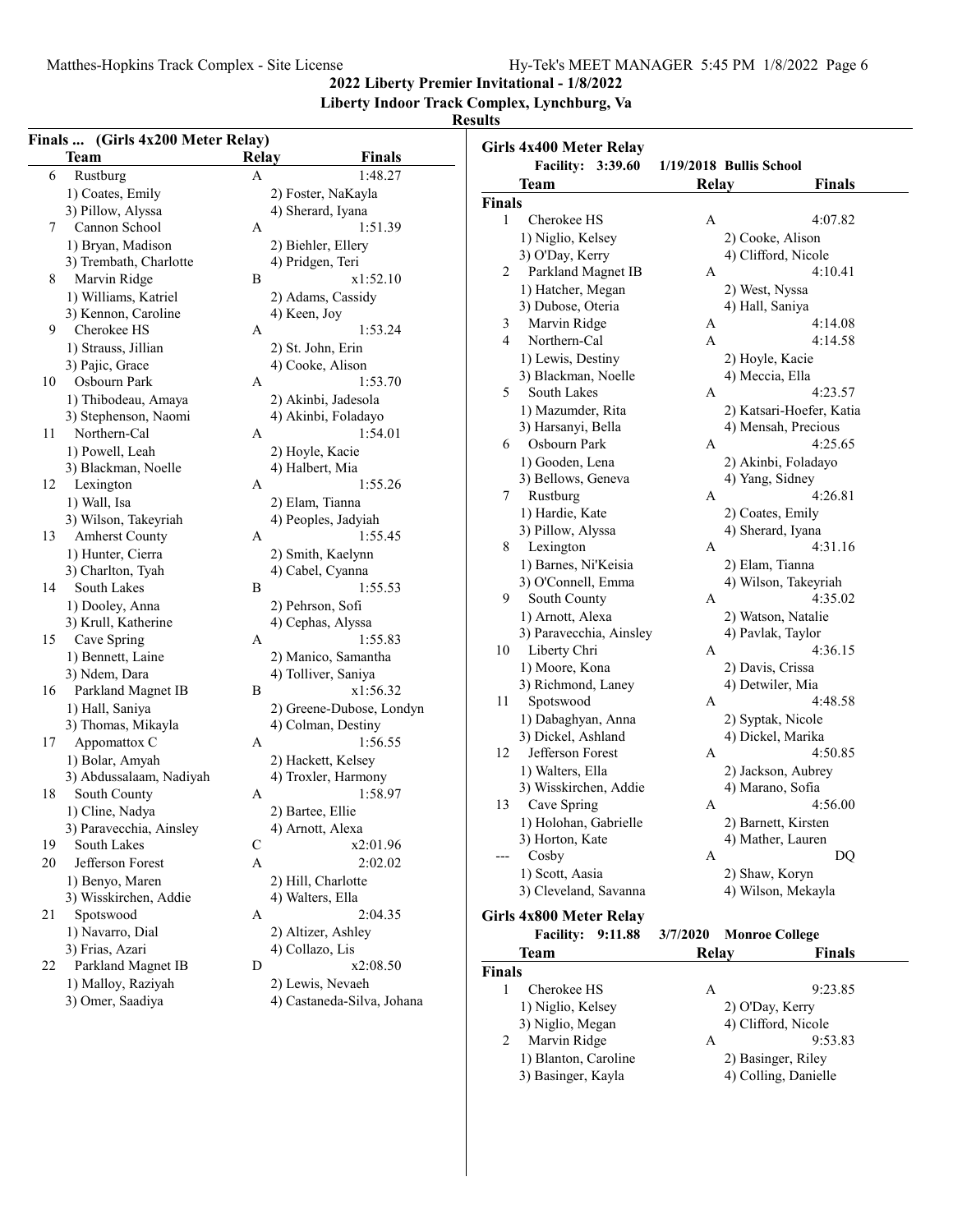## 2022 Liberty Premier Invitational - 1/8/2022

### Liberty Indoor Track Complex, Lynchburg, Va

### Results

**Finals ... (Girls 4x200 Meter Relay)**

| | Team | Relay | Finals |
|---|---|---|---|
| 6 | Rustburg | A | 1:48.27 |
| | 1) Coates, Emily | 2) Foster, NaKayla | |
| | 3) Pillow, Alyssa | 4) Sherard, Iyana | |
| 7 | Cannon School | A | 1:51.39 |
| | 1) Bryan, Madison | 2) Biehler, Ellery | |
| | 3) Trembath, Charlotte | 4) Pridgen, Teri | |
| 8 | Marvin Ridge | B | x1:52.10 |
| | 1) Williams, Katriel | 2) Adams, Cassidy | |
| | 3) Kennon, Caroline | 4) Keen, Joy | |
| 9 | Cherokee HS | A | 1:53.24 |
| | 1) Strauss, Jillian | 2) St. John, Erin | |
| | 3) Pajic, Grace | 4) Cooke, Alison | |
| 10 | Osbourn Park | A | 1:53.70 |
| | 1) Thibodeau, Amaya | 2) Akinbi, Jadesola | |
| | 3) Stephenson, Naomi | 4) Akinbi, Foladayo | |
| 11 | Northern-Cal | A | 1:54.01 |
| | 1) Powell, Leah | 2) Hoyle, Kacie | |
| | 3) Blackman, Noelle | 4) Halbert, Mia | |
| 12 | Lexington | A | 1:55.26 |
| | 1) Wall, Isa | 2) Elam, Tianna | |
| | 3) Wilson, Takeyriah | 4) Peoples, Jadyiah | |
| 13 | Amherst County | A | 1:55.45 |
| | 1) Hunter, Cierra | 2) Smith, Kaelynn | |
| | 3) Charlton, Tyah | 4) Cabel, Cyanna | |
| 14 | South Lakes | B | 1:55.53 |
| | 1) Dooley, Anna | 2) Pehrson, Sofi | |
| | 3) Krull, Katherine | 4) Cephas, Alyssa | |
| 15 | Cave Spring | A | 1:55.83 |
| | 1) Bennett, Laine | 2) Manico, Samantha | |
| | 3) Ndem, Dara | 4) Tolliver, Saniya | |
| 16 | Parkland Magnet IB | B | x1:56.32 |
| | 1) Hall, Saniya | 2) Greene-Dubose, Londyn | |
| | 3) Thomas, Mikayla | 4) Colman, Destiny | |
| 17 | Appomattox C | A | 1:56.55 |
| | 1) Bolar, Amyah | 2) Hackett, Kelsey | |
| | 3) Abdussalaam, Nadiyah | 4) Troxler, Harmony | |
| 18 | South County | A | 1:58.97 |
| | 1) Cline, Nadya | 2) Bartee, Ellie | |
| | 3) Paravecchia, Ainsley | 4) Arnott, Alexa | |
| 19 | South Lakes | C | x2:01.96 |
| 20 | Jefferson Forest | A | 2:02.02 |
| | 1) Benyo, Maren | 2) Hill, Charlotte | |
| | 3) Wisskirchen, Addie | 4) Walters, Ella | |
| 21 | Spotswood | A | 2:04.35 |
| | 1) Navarro, Dial | 2) Altizer, Ashley | |
| | 3) Frias, Azari | 4) Collazo, Lis | |
| 22 | Parkland Magnet IB | D | x2:08.50 |
| | 1) Malloy, Raziyah | 2) Lewis, Nevaeh | |
| | 3) Omer, Saadiya | 4) Castaneda-Silva, Johana | |

**Girls 4x400 Meter Relay**

**Facility: 3:39.60 1/19/2018 Bullis School**

**Finals**

| | Team | Relay | Finals |
|---|---|---|---|
| 1 | Cherokee HS | A | 4:07.82 |
| | 1) Niglio, Kelsey | 2) Cooke, Alison | |
| | 3) O'Day, Kerry | 4) Clifford, Nicole | |
| 2 | Parkland Magnet IB | A | 4:10.41 |
| | 1) Hatcher, Megan | 2) West, Nyssa | |
| | 3) Dubose, Oteria | 4) Hall, Saniya | |
| 3 | Marvin Ridge | A | 4:14.08 |
| 4 | Northern-Cal | A | 4:14.58 |
| | 1) Lewis, Destiny | 2) Hoyle, Kacie | |
| | 3) Blackman, Noelle | 4) Meccia, Ella | |
| 5 | South Lakes | A | 4:23.57 |
| | 1) Mazumder, Rita | 2) Katsari-Hoefer, Katia | |
| | 3) Harsanyi, Bella | 4) Mensah, Precious | |
| 6 | Osbourn Park | A | 4:25.65 |
| | 1) Gooden, Lena | 2) Akinbi, Foladayo | |
| | 3) Bellows, Geneva | 4) Yang, Sidney | |
| 7 | Rustburg | A | 4:26.81 |
| | 1) Hardie, Kate | 2) Coates, Emily | |
| | 3) Pillow, Alyssa | 4) Sherard, Iyana | |
| 8 | Lexington | A | 4:31.16 |
| | 1) Barnes, Ni'Keisia | 2) Elam, Tianna | |
| | 3) O'Connell, Emma | 4) Wilson, Takeyriah | |
| 9 | South County | A | 4:35.02 |
| | 1) Arnott, Alexa | 2) Watson, Natalie | |
| | 3) Paravecchia, Ainsley | 4) Pavlak, Taylor | |
| 10 | Liberty Chri | A | 4:36.15 |
| | 1) Moore, Kona | 2) Davis, Crissa | |
| | 3) Richmond, Laney | 4) Detwiler, Mia | |
| 11 | Spotswood | A | 4:48.58 |
| | 1) Dabaghyan, Anna | 2) Syptak, Nicole | |
| | 3) Dickel, Ashland | 4) Dickel, Marika | |
| 12 | Jefferson Forest | A | 4:50.85 |
| | 1) Walters, Ella | 2) Jackson, Aubrey | |
| | 3) Wisskirchen, Addie | 4) Marano, Sofia | |
| 13 | Cave Spring | A | 4:56.00 |
| | 1) Holohan, Gabrielle | 2) Barnett, Kirsten | |
| | 3) Horton, Kate | 4) Mather, Lauren | |
| --- | Cosby | A | DQ |
| | 1) Scott, Aasia | 2) Shaw, Koryn | |
| | 3) Cleveland, Savanna | 4) Wilson, Mekayla | |

**Girls 4x800 Meter Relay**

**Facility: 9:11.88 3/7/2020 Monroe College**

**Finals**

| | Team | Relay | Finals |
|---|---|---|---|
| 1 | Cherokee HS | A | 9:23.85 |
| | 1) Niglio, Kelsey | 2) O'Day, Kerry | |
| | 3) Niglio, Megan | 4) Clifford, Nicole | |
| 2 | Marvin Ridge | A | 9:53.83 |
| | 1) Blanton, Caroline | 2) Basinger, Riley | |
| | 3) Basinger, Kayla | 4) Colling, Danielle | |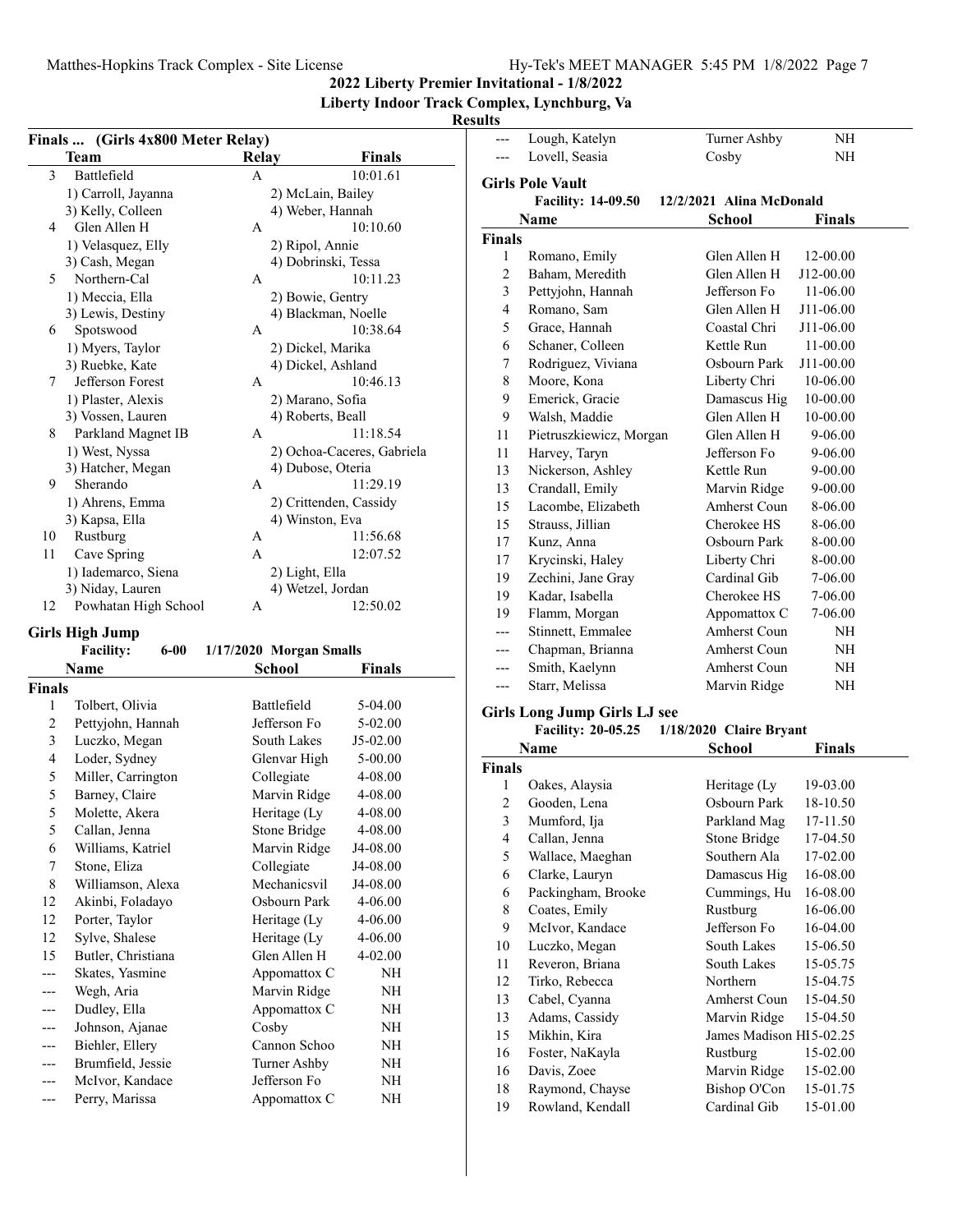# 2022 Liberty Premier Invitational - 1/8/2022

**Liberty Indoor Track Complex, Lynchburg, Va**

**Results**

### Finals ... (Girls 4x800 Meter Relay)

| | Team | Relay | Finals |
|---|---|---|---|
| 3 | Battlefield | A | 10:01.61 |
| | 1) Carroll, Jayanna | 2) McLain, Bailey | |
| | 3) Kelly, Colleen | 4) Weber, Hannah | |
| 4 | Glen Allen H | A | 10:10.60 |
| | 1) Velasquez, Elly | 2) Ripol, Annie | |
| | 3) Cash, Megan | 4) Dobrinski, Tessa | |
| 5 | Northern-Cal | A | 10:11.23 |
| | 1) Meccia, Ella | 2) Bowie, Gentry | |
| | 3) Lewis, Destiny | 4) Blackman, Noelle | |
| 6 | Spotswood | A | 10:38.64 |
| | 1) Myers, Taylor | 2) Dickel, Marika | |
| | 3) Ruebke, Kate | 4) Dickel, Ashland | |
| 7 | Jefferson Forest | A | 10:46.13 |
| | 1) Plaster, Alexis | 2) Marano, Sofia | |
| | 3) Vossen, Lauren | 4) Roberts, Beall | |
| 8 | Parkland Magnet IB | A | 11:18.54 |
| | 1) West, Nyssa | 2) Ochoa-Caceres, Gabriela | |
| | 3) Hatcher, Megan | 4) Dubose, Oteria | |
| 9 | Sherando | A | 11:29.19 |
| | 1) Ahrens, Emma | 2) Crittenden, Cassidy | |
| | 3) Kapsa, Ella | 4) Winston, Eva | |
| 10 | Rustburg | A | 11:56.68 |
| 11 | Cave Spring | A | 12:07.52 |
| | 1) Iademarco, Siena | 2) Light, Ella | |
| | 3) Niday, Lauren | 4) Wetzel, Jordan | |
| 12 | Powhatan High School | A | 12:50.02 |

### Girls High Jump

Facility: 6-00 1/17/2020 Morgan Smalls

| | Name | School | Finals |
|---|---|---|---|
| **Finals** | | | |
| 1 | Tolbert, Olivia | Battlefield | 5-04.00 |
| 2 | Pettyjohn, Hannah | Jefferson Fo | 5-02.00 |
| 3 | Luczko, Megan | South Lakes | J5-02.00 |
| 4 | Loder, Sydney | Glenvar High | 5-00.00 |
| 5 | Miller, Carrington | Collegiate | 4-08.00 |
| 5 | Barney, Claire | Marvin Ridge | 4-08.00 |
| 5 | Molette, Akera | Heritage (Ly | 4-08.00 |
| 5 | Callan, Jenna | Stone Bridge | 4-08.00 |
| 6 | Williams, Katriel | Marvin Ridge | J4-08.00 |
| 7 | Stone, Eliza | Collegiate | J4-08.00 |
| 8 | Williamson, Alexa | Mechanicsvil | J4-08.00 |
| 12 | Akinbi, Foladayo | Osbourn Park | 4-06.00 |
| 12 | Porter, Taylor | Heritage (Ly | 4-06.00 |
| 12 | Sylve, Shalese | Heritage (Ly | 4-06.00 |
| 15 | Butler, Christiana | Glen Allen H | 4-02.00 |
| --- | Skates, Yasmine | Appomattox C | NH |
| --- | Wegh, Aria | Marvin Ridge | NH |
| --- | Dudley, Ella | Appomattox C | NH |
| --- | Johnson, Ajanae | Cosby | NH |
| --- | Biehler, Ellery | Cannon Schoo | NH |
| --- | Brumfield, Jessie | Turner Ashby | NH |
| --- | McIvor, Kandace | Jefferson Fo | NH |
| --- | Perry, Marissa | Appomattox C | NH |
| --- | Lough, Katelyn | Turner Ashby | NH |
| --- | Lovell, Seasia | Cosby | NH |

### Girls Pole Vault

Facility: 14-09.50 12/2/2021 Alina McDonald

| | Name | School | Finals |
|---|---|---|---|
| **Finals** | | | |
| 1 | Romano, Emily | Glen Allen H | 12-00.00 |
| 2 | Baham, Meredith | Glen Allen H | J12-00.00 |
| 3 | Pettyjohn, Hannah | Jefferson Fo | 11-06.00 |
| 4 | Romano, Sam | Glen Allen H | J11-06.00 |
| 5 | Grace, Hannah | Coastal Chri | J11-06.00 |
| 6 | Schaner, Colleen | Kettle Run | 11-00.00 |
| 7 | Rodriguez, Viviana | Osbourn Park | J11-00.00 |
| 8 | Moore, Kona | Liberty Chri | 10-06.00 |
| 9 | Emerick, Gracie | Damascus Hig | 10-00.00 |
| 9 | Walsh, Maddie | Glen Allen H | 10-00.00 |
| 11 | Pietruszkiewicz, Morgan | Glen Allen H | 9-06.00 |
| 11 | Harvey, Taryn | Jefferson Fo | 9-06.00 |
| 13 | Nickerson, Ashley | Kettle Run | 9-00.00 |
| 13 | Crandall, Emily | Marvin Ridge | 9-00.00 |
| 15 | Lacombe, Elizabeth | Amherst Coun | 8-06.00 |
| 15 | Strauss, Jillian | Cherokee HS | 8-06.00 |
| 17 | Kunz, Anna | Osbourn Park | 8-00.00 |
| 17 | Krycinski, Haley | Liberty Chri | 8-00.00 |
| 19 | Zechini, Jane Gray | Cardinal Gib | 7-06.00 |
| 19 | Kadar, Isabella | Cherokee HS | 7-06.00 |
| 19 | Flamm, Morgan | Appomattox C | 7-06.00 |
| --- | Stinnett, Emmalee | Amherst Coun | NH |
| --- | Chapman, Brianna | Amherst Coun | NH |
| --- | Smith, Kaelynn | Amherst Coun | NH |
| --- | Starr, Melissa | Marvin Ridge | NH |

### Girls Long Jump Girls LJ see

Facility: 20-05.25 1/18/2020 Claire Bryant

| | Name | School | Finals |
|---|---|---|---|
| **Finals** | | | |
| 1 | Oakes, Alaysia | Heritage (Ly | 19-03.00 |
| 2 | Gooden, Lena | Osbourn Park | 18-10.50 |
| 3 | Mumford, Ija | Parkland Mag | 17-11.50 |
| 4 | Callan, Jenna | Stone Bridge | 17-04.50 |
| 5 | Wallace, Maeghan | Southern Ala | 17-02.00 |
| 6 | Clarke, Lauryn | Damascus Hig | 16-08.00 |
| 6 | Packingham, Brooke | Cummings, Hu | 16-08.00 |
| 8 | Coates, Emily | Rustburg | 16-06.00 |
| 9 | McIvor, Kandace | Jefferson Fo | 16-04.00 |
| 10 | Luczko, Megan | South Lakes | 15-06.50 |
| 11 | Reveron, Briana | South Lakes | 15-05.75 |
| 12 | Tirko, Rebecca | Northern | 15-04.75 |
| 13 | Cabel, Cyanna | Amherst Coun | 15-04.50 |
| 13 | Adams, Cassidy | Marvin Ridge | 15-04.50 |
| 15 | Mikhin, Kira | James Madison HI | 15-02.25 |
| 16 | Foster, NaKayla | Rustburg | 15-02.00 |
| 16 | Davis, Zoee | Marvin Ridge | 15-02.00 |
| 18 | Raymond, Chayse | Bishop O'Con | 15-01.75 |
| 19 | Rowland, Kendall | Cardinal Gib | 15-01.00 |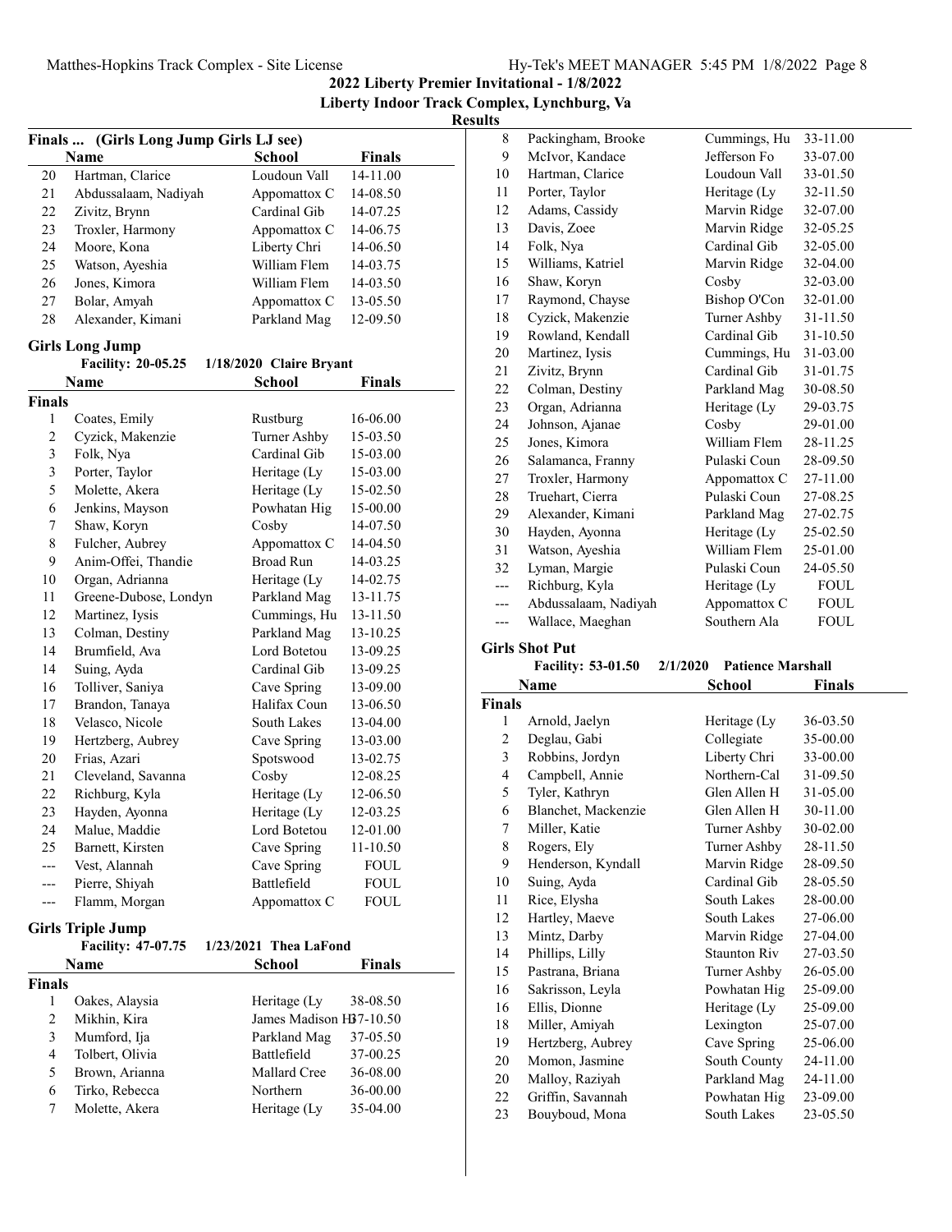## 2022 Liberty Premier Invitational - 1/8/2022

**Liberty Indoor Track Complex, Lynchburg, Va**

**Results**

### Finals ... (Girls Long Jump Girls LJ see)

| | Name | School | Finals |
|---|---|---|---|
| 20 | Hartman, Clarice | Loudoun Vall | 14-11.00 |
| 21 | Abdussalaam, Nadiyah | Appomattox C | 14-08.50 |
| 22 | Zivitz, Brynn | Cardinal Gib | 14-07.25 |
| 23 | Troxler, Harmony | Appomattox C | 14-06.75 |
| 24 | Moore, Kona | Liberty Chri | 14-06.50 |
| 25 | Watson, Ayeshia | William Flem | 14-03.75 |
| 26 | Jones, Kimora | William Flem | 14-03.50 |
| 27 | Bolar, Amyah | Appomattox C | 13-05.50 |
| 28 | Alexander, Kimani | Parkland Mag | 12-09.50 |

### Girls Long Jump

**Facility: 20-05.25 1/18/2020 Claire Bryant**

| | Name | School | Finals |
|---|---|---|---|
| **Finals** | | | |
| 1 | Coates, Emily | Rustburg | 16-06.00 |
| 2 | Cyzick, Makenzie | Turner Ashby | 15-03.50 |
| 3 | Folk, Nya | Cardinal Gib | 15-03.00 |
| 3 | Porter, Taylor | Heritage (Ly | 15-03.00 |
| 5 | Molette, Akera | Heritage (Ly | 15-02.50 |
| 6 | Jenkins, Mayson | Powhatan Hig | 15-00.00 |
| 7 | Shaw, Koryn | Cosby | 14-07.50 |
| 8 | Fulcher, Aubrey | Appomattox C | 14-04.50 |
| 9 | Anim-Offei, Thandie | Broad Run | 14-03.25 |
| 10 | Organ, Adrianna | Heritage (Ly | 14-02.75 |
| 11 | Greene-Dubose, Londyn | Parkland Mag | 13-11.75 |
| 12 | Martinez, Iysis | Cummings, Hu | 13-11.50 |
| 13 | Colman, Destiny | Parkland Mag | 13-10.25 |
| 14 | Brumfield, Ava | Lord Botetou | 13-09.25 |
| 14 | Suing, Ayda | Cardinal Gib | 13-09.25 |
| 16 | Tolliver, Saniya | Cave Spring | 13-09.00 |
| 17 | Brandon, Tanaya | Halifax Coun | 13-06.50 |
| 18 | Velasco, Nicole | South Lakes | 13-04.00 |
| 19 | Hertzberg, Aubrey | Cave Spring | 13-03.00 |
| 20 | Frias, Azari | Spotswood | 13-02.75 |
| 21 | Cleveland, Savanna | Cosby | 12-08.25 |
| 22 | Richburg, Kyla | Heritage (Ly | 12-06.50 |
| 23 | Hayden, Ayonna | Heritage (Ly | 12-03.25 |
| 24 | Malue, Maddie | Lord Botetou | 12-01.00 |
| 25 | Barnett, Kirsten | Cave Spring | 11-10.50 |
| --- | Vest, Alannah | Cave Spring | FOUL |
| --- | Pierre, Shiyah | Battlefield | FOUL |
| --- | Flamm, Morgan | Appomattox C | FOUL |

### Girls Triple Jump

**Facility: 47-07.75 1/23/2021 Thea LaFond**

| | Name | School | Finals |
|---|---|---|---|
| **Finals** | | | |
| 1 | Oakes, Alaysia | Heritage (Ly | 38-08.50 |
| 2 | Mikhin, Kira | James Madison H | 37-10.50 |
| 3 | Mumford, Ija | Parkland Mag | 37-05.50 |
| 4 | Tolbert, Olivia | Battlefield | 37-00.25 |
| 5 | Brown, Arianna | Mallard Cree | 36-08.00 |
| 6 | Tirko, Rebecca | Northern | 36-00.00 |
| 7 | Molette, Akera | Heritage (Ly | 35-04.00 |
| 8 | Packingham, Brooke | Cummings, Hu | 33-11.00 |
| 9 | McIvor, Kandace | Jefferson Fo | 33-07.00 |
| 10 | Hartman, Clarice | Loudoun Vall | 33-01.50 |
| 11 | Porter, Taylor | Heritage (Ly | 32-11.50 |
| 12 | Adams, Cassidy | Marvin Ridge | 32-07.00 |
| 13 | Davis, Zoee | Marvin Ridge | 32-05.25 |
| 14 | Folk, Nya | Cardinal Gib | 32-05.00 |
| 15 | Williams, Katriel | Marvin Ridge | 32-04.00 |
| 16 | Shaw, Koryn | Cosby | 32-03.00 |
| 17 | Raymond, Chayse | Bishop O'Con | 32-01.00 |
| 18 | Cyzick, Makenzie | Turner Ashby | 31-11.50 |
| 19 | Rowland, Kendall | Cardinal Gib | 31-10.50 |
| 20 | Martinez, Iysis | Cummings, Hu | 31-03.00 |
| 21 | Zivitz, Brynn | Cardinal Gib | 31-01.75 |
| 22 | Colman, Destiny | Parkland Mag | 30-08.50 |
| 23 | Organ, Adrianna | Heritage (Ly | 29-03.75 |
| 24 | Johnson, Ajanae | Cosby | 29-01.00 |
| 25 | Jones, Kimora | William Flem | 28-11.25 |
| 26 | Salamanca, Franny | Pulaski Coun | 28-09.50 |
| 27 | Troxler, Harmony | Appomattox C | 27-11.00 |
| 28 | Truehart, Cierra | Pulaski Coun | 27-08.25 |
| 29 | Alexander, Kimani | Parkland Mag | 27-02.75 |
| 30 | Hayden, Ayonna | Heritage (Ly | 25-02.50 |
| 31 | Watson, Ayeshia | William Flem | 25-01.00 |
| 32 | Lyman, Margie | Pulaski Coun | 24-05.50 |
| --- | Richburg, Kyla | Heritage (Ly | FOUL |
| --- | Abdussalaam, Nadiyah | Appomattox C | FOUL |
| --- | Wallace, Maeghan | Southern Ala | FOUL |

### Girls Shot Put

**Facility: 53-01.50 2/1/2020 Patience Marshall**

| | Name | School | Finals |
|---|---|---|---|
| **Finals** | | | |
| 1 | Arnold, Jaelyn | Heritage (Ly | 36-03.50 |
| 2 | Deglau, Gabi | Collegiate | 35-00.00 |
| 3 | Robbins, Jordyn | Liberty Chri | 33-00.00 |
| 4 | Campbell, Annie | Northern-Cal | 31-09.50 |
| 5 | Tyler, Kathryn | Glen Allen H | 31-05.00 |
| 6 | Blanchet, Mackenzie | Glen Allen H | 30-11.00 |
| 7 | Miller, Katie | Turner Ashby | 30-02.00 |
| 8 | Rogers, Ely | Turner Ashby | 28-11.50 |
| 9 | Henderson, Kyndall | Marvin Ridge | 28-09.50 |
| 10 | Suing, Ayda | Cardinal Gib | 28-05.50 |
| 11 | Rice, Elysha | South Lakes | 28-00.00 |
| 12 | Hartley, Maeve | South Lakes | 27-06.00 |
| 13 | Mintz, Darby | Marvin Ridge | 27-04.00 |
| 14 | Phillips, Lilly | Staunton Riv | 27-03.50 |
| 15 | Pastrana, Briana | Turner Ashby | 26-05.00 |
| 16 | Sakrisson, Leyla | Powhatan Hig | 25-09.00 |
| 16 | Ellis, Dionne | Heritage (Ly | 25-09.00 |
| 18 | Miller, Amiyah | Lexington | 25-07.00 |
| 19 | Hertzberg, Aubrey | Cave Spring | 25-06.00 |
| 20 | Momon, Jasmine | South County | 24-11.00 |
| 20 | Malloy, Raziyah | Parkland Mag | 24-11.00 |
| 22 | Griffin, Savannah | Powhatan Hig | 23-09.00 |
| 23 | Bouyboud, Mona | South Lakes | 23-05.50 |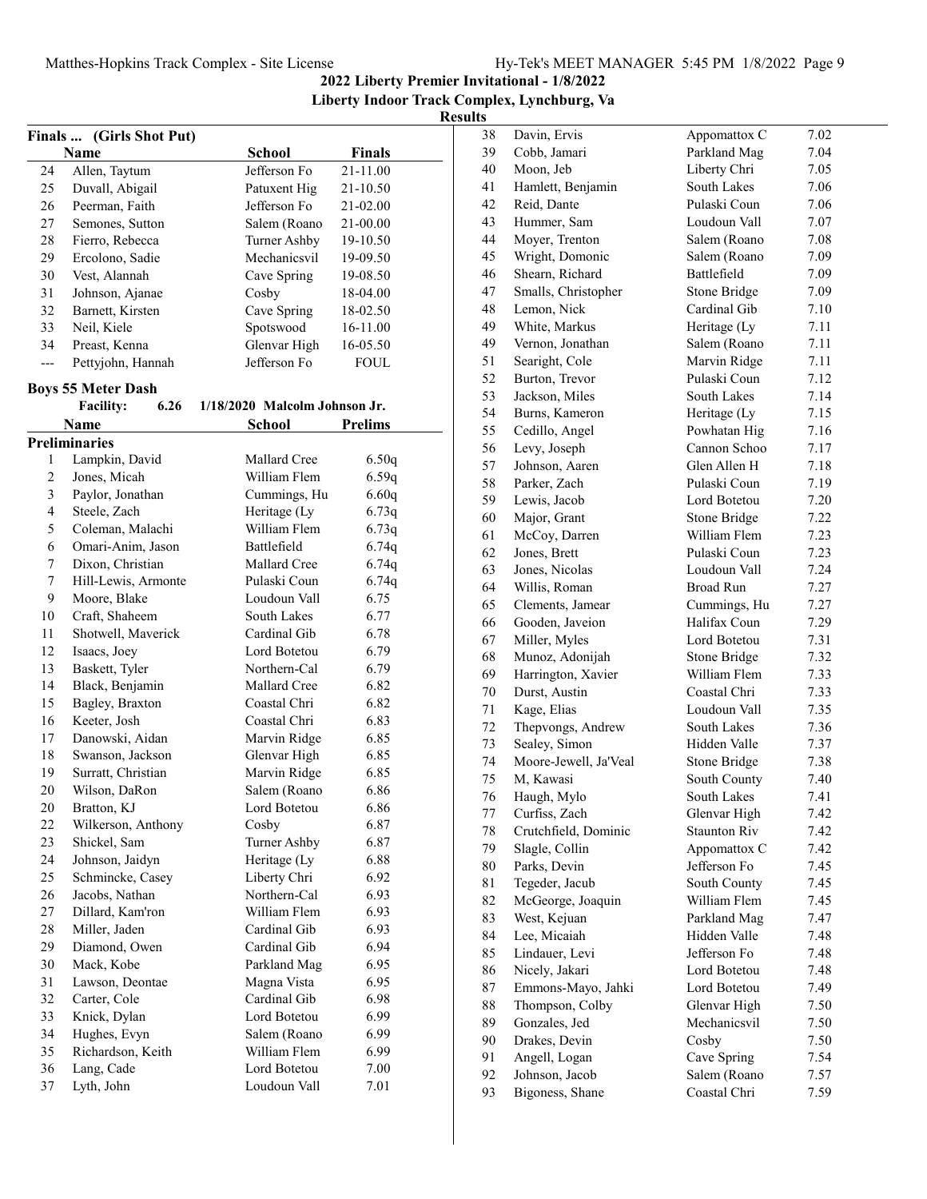2022 Liberty Premier Invitational - 1/8/2022

Liberty Indoor Track Complex, Lynchburg, Va

**Results**

### Finals ... (Girls Shot Put)

| | Name | School | Finals |
|---|---|---|---|
| 24 | Allen, Taytum | Jefferson Fo | 21-11.00 |
| 25 | Duvall, Abigail | Patuxent Hig | 21-10.50 |
| 26 | Peerman, Faith | Jefferson Fo | 21-02.00 |
| 27 | Semones, Sutton | Salem (Roano | 21-00.00 |
| 28 | Fierro, Rebecca | Turner Ashby | 19-10.50 |
| 29 | Ercolono, Sadie | Mechanicsvil | 19-09.50 |
| 30 | Vest, Alannah | Cave Spring | 19-08.50 |
| 31 | Johnson, Ajanae | Cosby | 18-04.00 |
| 32 | Barnett, Kirsten | Cave Spring | 18-02.50 |
| 33 | Neil, Kiele | Spotswood | 16-11.00 |
| 34 | Preast, Kenna | Glenvar High | 16-05.50 |
| --- | Pettyjohn, Hannah | Jefferson Fo | FOUL |

### Boys 55 Meter Dash

**Facility:** 6.26 1/18/2020 Malcolm Johnson Jr.

**Preliminaries**

| | Name | School | Prelims |
|---|---|---|---|
| 1 | Lampkin, David | Mallard Cree | 6.50q |
| 2 | Jones, Micah | William Flem | 6.59q |
| 3 | Paylor, Jonathan | Cummings, Hu | 6.60q |
| 4 | Steele, Zach | Heritage (Ly | 6.73q |
| 5 | Coleman, Malachi | William Flem | 6.73q |
| 6 | Omari-Anim, Jason | Battlefield | 6.74q |
| 7 | Dixon, Christian | Mallard Cree | 6.74q |
| 7 | Hill-Lewis, Armonte | Pulaski Coun | 6.74q |
| 9 | Moore, Blake | Loudoun Vall | 6.75 |
| 10 | Craft, Shaheem | South Lakes | 6.77 |
| 11 | Shotwell, Maverick | Cardinal Gib | 6.78 |
| 12 | Isaacs, Joey | Lord Botetou | 6.79 |
| 13 | Baskett, Tyler | Northern-Cal | 6.79 |
| 14 | Black, Benjamin | Mallard Cree | 6.82 |
| 15 | Bagley, Braxton | Coastal Chri | 6.82 |
| 16 | Keeter, Josh | Coastal Chri | 6.83 |
| 17 | Danowski, Aidan | Marvin Ridge | 6.85 |
| 18 | Swanson, Jackson | Glenvar High | 6.85 |
| 19 | Surratt, Christian | Marvin Ridge | 6.85 |
| 20 | Wilson, DaRon | Salem (Roano | 6.86 |
| 20 | Bratton, KJ | Lord Botetou | 6.86 |
| 22 | Wilkerson, Anthony | Cosby | 6.87 |
| 23 | Shickel, Sam | Turner Ashby | 6.87 |
| 24 | Johnson, Jaidyn | Heritage (Ly | 6.88 |
| 25 | Schmincke, Casey | Liberty Chri | 6.92 |
| 26 | Jacobs, Nathan | Northern-Cal | 6.93 |
| 27 | Dillard, Kam'ron | William Flem | 6.93 |
| 28 | Miller, Jaden | Cardinal Gib | 6.93 |
| 29 | Diamond, Owen | Cardinal Gib | 6.94 |
| 30 | Mack, Kobe | Parkland Mag | 6.95 |
| 31 | Lawson, Deontae | Magna Vista | 6.95 |
| 32 | Carter, Cole | Cardinal Gib | 6.98 |
| 33 | Knick, Dylan | Lord Botetou | 6.99 |
| 34 | Hughes, Evyn | Salem (Roano | 6.99 |
| 35 | Richardson, Keith | William Flem | 6.99 |
| 36 | Lang, Cade | Lord Botetou | 7.00 |
| 37 | Lyth, John | Loudoun Vall | 7.01 |
| 38 | Davin, Ervis | Appomattox C | 7.02 |
| 39 | Cobb, Jamari | Parkland Mag | 7.04 |
| 40 | Moon, Jeb | Liberty Chri | 7.05 |
| 41 | Hamlett, Benjamin | South Lakes | 7.06 |
| 42 | Reid, Dante | Pulaski Coun | 7.06 |
| 43 | Hummer, Sam | Loudoun Vall | 7.07 |
| 44 | Moyer, Trenton | Salem (Roano | 7.08 |
| 45 | Wright, Domonic | Salem (Roano | 7.09 |
| 46 | Shearn, Richard | Battlefield | 7.09 |
| 47 | Smalls, Christopher | Stone Bridge | 7.09 |
| 48 | Lemon, Nick | Cardinal Gib | 7.10 |
| 49 | White, Markus | Heritage (Ly | 7.11 |
| 49 | Vernon, Jonathan | Salem (Roano | 7.11 |
| 51 | Searight, Cole | Marvin Ridge | 7.11 |
| 52 | Burton, Trevor | Pulaski Coun | 7.12 |
| 53 | Jackson, Miles | South Lakes | 7.14 |
| 54 | Burns, Kameron | Heritage (Ly | 7.15 |
| 55 | Cedillo, Angel | Powhatan Hig | 7.16 |
| 56 | Levy, Joseph | Cannon Schoo | 7.17 |
| 57 | Johnson, Aaren | Glen Allen H | 7.18 |
| 58 | Parker, Zach | Pulaski Coun | 7.19 |
| 59 | Lewis, Jacob | Lord Botetou | 7.20 |
| 60 | Major, Grant | Stone Bridge | 7.22 |
| 61 | McCoy, Darren | William Flem | 7.23 |
| 62 | Jones, Brett | Pulaski Coun | 7.23 |
| 63 | Jones, Nicolas | Loudoun Vall | 7.24 |
| 64 | Willis, Roman | Broad Run | 7.27 |
| 65 | Clements, Jamear | Cummings, Hu | 7.27 |
| 66 | Gooden, Javeion | Halifax Coun | 7.29 |
| 67 | Miller, Myles | Lord Botetou | 7.31 |
| 68 | Munoz, Adonijah | Stone Bridge | 7.32 |
| 69 | Harrington, Xavier | William Flem | 7.33 |
| 70 | Durst, Austin | Coastal Chri | 7.33 |
| 71 | Kage, Elias | Loudoun Vall | 7.35 |
| 72 | Thepvongs, Andrew | South Lakes | 7.36 |
| 73 | Sealey, Simon | Hidden Valle | 7.37 |
| 74 | Moore-Jewell, Ja'Veal | Stone Bridge | 7.38 |
| 75 | M, Kawasi | South County | 7.40 |
| 76 | Haugh, Mylo | South Lakes | 7.41 |
| 77 | Curfiss, Zach | Glenvar High | 7.42 |
| 78 | Crutchfield, Dominic | Staunton Riv | 7.42 |
| 79 | Slagle, Collin | Appomattox C | 7.42 |
| 80 | Parks, Devin | Jefferson Fo | 7.45 |
| 81 | Tegeder, Jacub | South County | 7.45 |
| 82 | McGeorge, Joaquin | William Flem | 7.45 |
| 83 | West, Kejuan | Parkland Mag | 7.47 |
| 84 | Lee, Micaiah | Hidden Valle | 7.48 |
| 85 | Lindauer, Levi | Jefferson Fo | 7.48 |
| 86 | Nicely, Jakari | Lord Botetou | 7.48 |
| 87 | Emmons-Mayo, Jahki | Lord Botetou | 7.49 |
| 88 | Thompson, Colby | Glenvar High | 7.50 |
| 89 | Gonzales, Jed | Mechanicsvil | 7.50 |
| 90 | Drakes, Devin | Cosby | 7.50 |
| 91 | Angell, Logan | Cave Spring | 7.54 |
| 92 | Johnson, Jacob | Salem (Roano | 7.57 |
| 93 | Bigoness, Shane | Coastal Chri | 7.59 |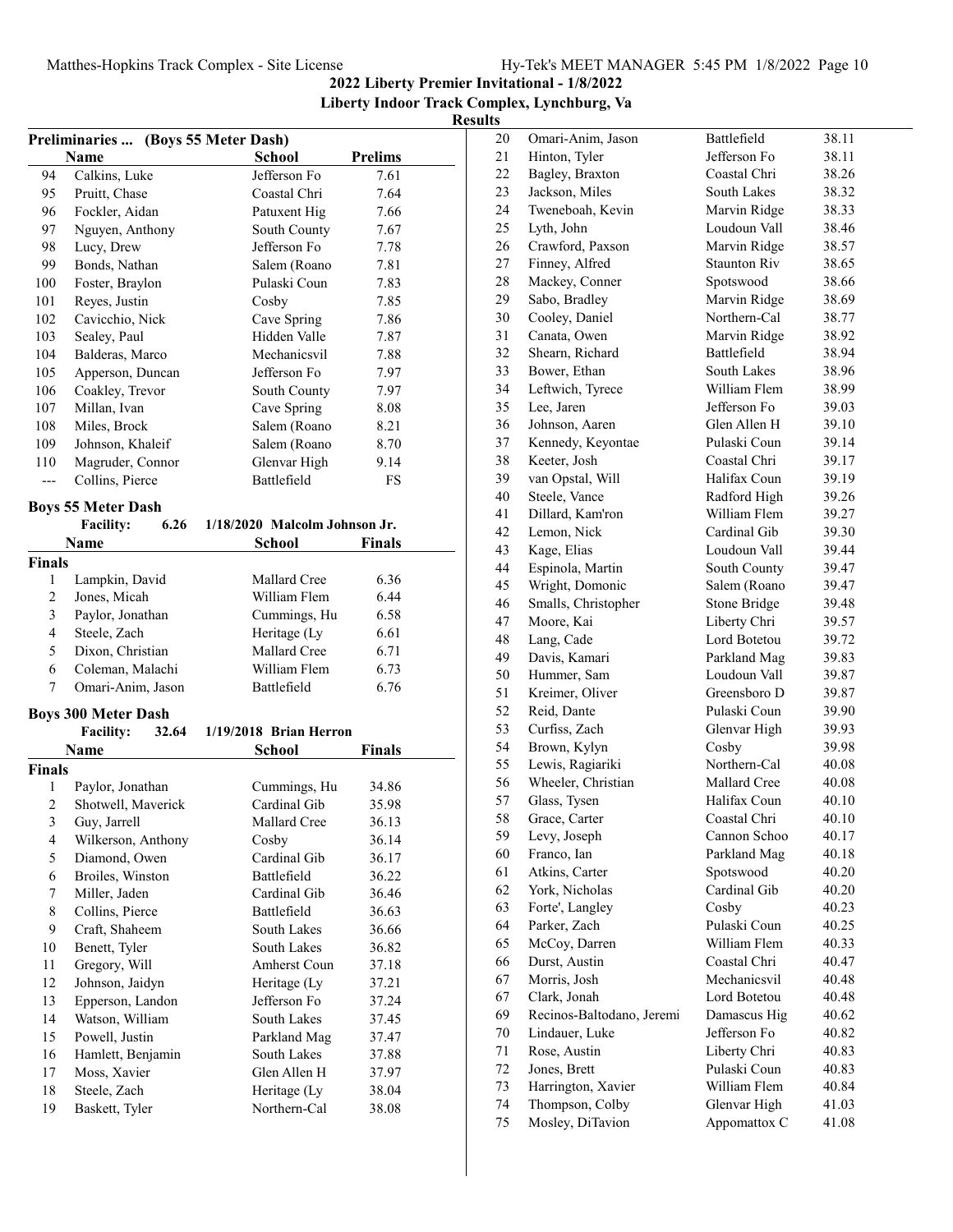2022 Liberty Premier Invitational - 1/8/2022

Liberty Indoor Track Complex, Lynchburg, Va

Results

## Preliminaries ... (Boys 55 Meter Dash)

| | Name | School | Prelims |
|---|---|---|---|
| 94 | Calkins, Luke | Jefferson Fo | 7.61 |
| 95 | Pruitt, Chase | Coastal Chri | 7.64 |
| 96 | Fockler, Aidan | Patuxent Hig | 7.66 |
| 97 | Nguyen, Anthony | South County | 7.67 |
| 98 | Lucy, Drew | Jefferson Fo | 7.78 |
| 99 | Bonds, Nathan | Salem (Roano | 7.81 |
| 100 | Foster, Braylon | Pulaski Coun | 7.83 |
| 101 | Reyes, Justin | Cosby | 7.85 |
| 102 | Cavicchio, Nick | Cave Spring | 7.86 |
| 103 | Sealey, Paul | Hidden Valle | 7.87 |
| 104 | Balderas, Marco | Mechanicsvil | 7.88 |
| 105 | Apperson, Duncan | Jefferson Fo | 7.97 |
| 106 | Coakley, Trevor | South County | 7.97 |
| 107 | Millan, Ivan | Cave Spring | 8.08 |
| 108 | Miles, Brock | Salem (Roano | 8.21 |
| 109 | Johnson, Khaleif | Salem (Roano | 8.70 |
| 110 | Magruder, Connor | Glenvar High | 9.14 |
| --- | Collins, Pierce | Battlefield | FS |

## Boys 55 Meter Dash

Facility: 6.26 1/18/2020 Malcolm Johnson Jr.

| | Name | School | Finals |
|---|---|---|---|
| **Finals** | | | |
| 1 | Lampkin, David | Mallard Cree | 6.36 |
| 2 | Jones, Micah | William Flem | 6.44 |
| 3 | Paylor, Jonathan | Cummings, Hu | 6.58 |
| 4 | Steele, Zach | Heritage (Ly | 6.61 |
| 5 | Dixon, Christian | Mallard Cree | 6.71 |
| 6 | Coleman, Malachi | William Flem | 6.73 |
| 7 | Omari-Anim, Jason | Battlefield | 6.76 |

## Boys 300 Meter Dash

Facility: 32.64 1/19/2018 Brian Herron

| | Name | School | Finals |
|---|---|---|---|
| **Finals** | | | |
| 1 | Paylor, Jonathan | Cummings, Hu | 34.86 |
| 2 | Shotwell, Maverick | Cardinal Gib | 35.98 |
| 3 | Guy, Jarrell | Mallard Cree | 36.13 |
| 4 | Wilkerson, Anthony | Cosby | 36.14 |
| 5 | Diamond, Owen | Cardinal Gib | 36.17 |
| 6 | Broiles, Winston | Battlefield | 36.22 |
| 7 | Miller, Jaden | Cardinal Gib | 36.46 |
| 8 | Collins, Pierce | Battlefield | 36.63 |
| 9 | Craft, Shaheem | South Lakes | 36.66 |
| 10 | Benett, Tyler | South Lakes | 36.82 |
| 11 | Gregory, Will | Amherst Coun | 37.18 |
| 12 | Johnson, Jaidyn | Heritage (Ly | 37.21 |
| 13 | Epperson, Landon | Jefferson Fo | 37.24 |
| 14 | Watson, William | South Lakes | 37.45 |
| 15 | Powell, Justin | Parkland Mag | 37.47 |
| 16 | Hamlett, Benjamin | South Lakes | 37.88 |
| 17 | Moss, Xavier | Glen Allen H | 37.97 |
| 18 | Steele, Zach | Heritage (Ly | 38.04 |
| 19 | Baskett, Tyler | Northern-Cal | 38.08 |
| 20 | Omari-Anim, Jason | Battlefield | 38.11 |
| 21 | Hinton, Tyler | Jefferson Fo | 38.11 |
| 22 | Bagley, Braxton | Coastal Chri | 38.26 |
| 23 | Jackson, Miles | South Lakes | 38.32 |
| 24 | Tweneboah, Kevin | Marvin Ridge | 38.33 |
| 25 | Lyth, John | Loudoun Vall | 38.46 |
| 26 | Crawford, Paxson | Marvin Ridge | 38.57 |
| 27 | Finney, Alfred | Staunton Riv | 38.65 |
| 28 | Mackey, Conner | Spotswood | 38.66 |
| 29 | Sabo, Bradley | Marvin Ridge | 38.69 |
| 30 | Cooley, Daniel | Northern-Cal | 38.77 |
| 31 | Canata, Owen | Marvin Ridge | 38.92 |
| 32 | Shearn, Richard | Battlefield | 38.94 |
| 33 | Bower, Ethan | South Lakes | 38.96 |
| 34 | Leftwich, Tyrece | William Flem | 38.99 |
| 35 | Lee, Jaren | Jefferson Fo | 39.03 |
| 36 | Johnson, Aaren | Glen Allen H | 39.10 |
| 37 | Kennedy, Keyontae | Pulaski Coun | 39.14 |
| 38 | Keeter, Josh | Coastal Chri | 39.17 |
| 39 | van Opstal, Will | Halifax Coun | 39.19 |
| 40 | Steele, Vance | Radford High | 39.26 |
| 41 | Dillard, Kam'ron | William Flem | 39.27 |
| 42 | Lemon, Nick | Cardinal Gib | 39.30 |
| 43 | Kage, Elias | Loudoun Vall | 39.44 |
| 44 | Espinola, Martin | South County | 39.47 |
| 45 | Wright, Domonic | Salem (Roano | 39.47 |
| 46 | Smalls, Christopher | Stone Bridge | 39.48 |
| 47 | Moore, Kai | Liberty Chri | 39.57 |
| 48 | Lang, Cade | Lord Botetou | 39.72 |
| 49 | Davis, Kamari | Parkland Mag | 39.83 |
| 50 | Hummer, Sam | Loudoun Vall | 39.87 |
| 51 | Kreimer, Oliver | Greensboro D | 39.87 |
| 52 | Reid, Dante | Pulaski Coun | 39.90 |
| 53 | Curfiss, Zach | Glenvar High | 39.93 |
| 54 | Brown, Kylyn | Cosby | 39.98 |
| 55 | Lewis, Ragiariki | Northern-Cal | 40.08 |
| 56 | Wheeler, Christian | Mallard Cree | 40.08 |
| 57 | Glass, Tysen | Halifax Coun | 40.10 |
| 58 | Grace, Carter | Coastal Chri | 40.10 |
| 59 | Levy, Joseph | Cannon Schoo | 40.17 |
| 60 | Franco, Ian | Parkland Mag | 40.18 |
| 61 | Atkins, Carter | Spotswood | 40.20 |
| 62 | York, Nicholas | Cardinal Gib | 40.20 |
| 63 | Forte', Langley | Cosby | 40.23 |
| 64 | Parker, Zach | Pulaski Coun | 40.25 |
| 65 | McCoy, Darren | William Flem | 40.33 |
| 66 | Durst, Austin | Coastal Chri | 40.47 |
| 67 | Morris, Josh | Mechanicsvil | 40.48 |
| 67 | Clark, Jonah | Lord Botetou | 40.48 |
| 69 | Recinos-Baltodano, Jeremi | Damascus Hig | 40.62 |
| 70 | Lindauer, Luke | Jefferson Fo | 40.82 |
| 71 | Rose, Austin | Liberty Chri | 40.83 |
| 72 | Jones, Brett | Pulaski Coun | 40.83 |
| 73 | Harrington, Xavier | William Flem | 40.84 |
| 74 | Thompson, Colby | Glenvar High | 41.03 |
| 75 | Mosley, DiTavion | Appomattox C | 41.08 |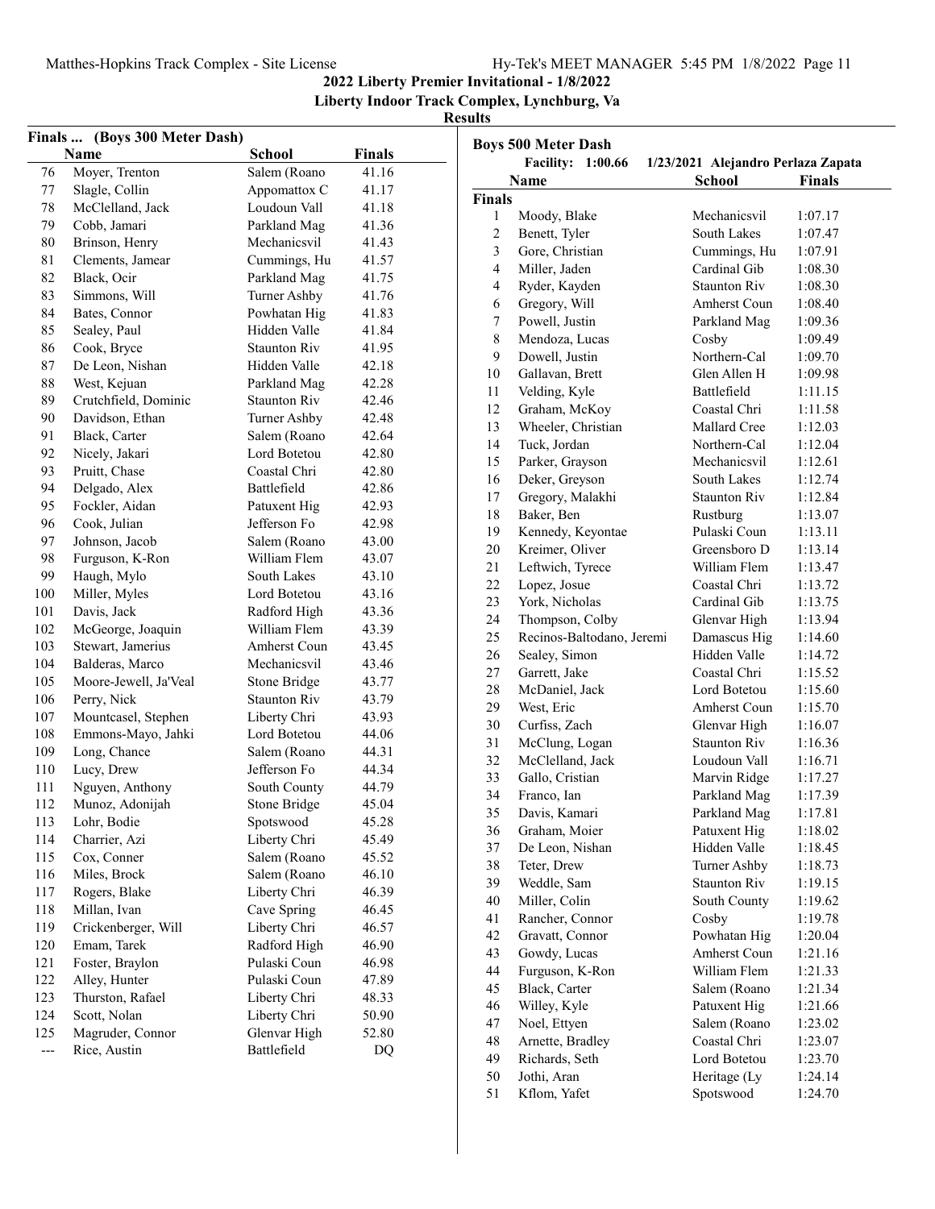## 2022 Liberty Premier Invitational - 1/8/2022

### Liberty Indoor Track Complex, Lynchburg, Va

### Results

#### Finals ... (Boys 300 Meter Dash)

| | Name | School | Finals |
|---|---|---|---|
| 76 | Moyer, Trenton | Salem (Roano | 41.16 |
| 77 | Slagle, Collin | Appomattox C | 41.17 |
| 78 | McClelland, Jack | Loudoun Vall | 41.18 |
| 79 | Cobb, Jamari | Parkland Mag | 41.36 |
| 80 | Brinson, Henry | Mechanicsvil | 41.43 |
| 81 | Clements, Jamear | Cummings, Hu | 41.57 |
| 82 | Black, Ocir | Parkland Mag | 41.75 |
| 83 | Simmons, Will | Turner Ashby | 41.76 |
| 84 | Bates, Connor | Powhatan Hig | 41.83 |
| 85 | Sealey, Paul | Hidden Valle | 41.84 |
| 86 | Cook, Bryce | Staunton Riv | 41.95 |
| 87 | De Leon, Nishan | Hidden Valle | 42.18 |
| 88 | West, Kejuan | Parkland Mag | 42.28 |
| 89 | Crutchfield, Dominic | Staunton Riv | 42.46 |
| 90 | Davidson, Ethan | Turner Ashby | 42.48 |
| 91 | Black, Carter | Salem (Roano | 42.64 |
| 92 | Nicely, Jakari | Lord Botetou | 42.80 |
| 93 | Pruitt, Chase | Coastal Chri | 42.80 |
| 94 | Delgado, Alex | Battlefield | 42.86 |
| 95 | Fockler, Aidan | Patuxent Hig | 42.93 |
| 96 | Cook, Julian | Jefferson Fo | 42.98 |
| 97 | Johnson, Jacob | Salem (Roano | 43.00 |
| 98 | Furguson, K-Ron | William Flem | 43.07 |
| 99 | Haugh, Mylo | South Lakes | 43.10 |
| 100 | Miller, Myles | Lord Botetou | 43.16 |
| 101 | Davis, Jack | Radford High | 43.36 |
| 102 | McGeorge, Joaquin | William Flem | 43.39 |
| 103 | Stewart, Jamerius | Amherst Coun | 43.45 |
| 104 | Balderas, Marco | Mechanicsvil | 43.46 |
| 105 | Moore-Jewell, Ja'Veal | Stone Bridge | 43.77 |
| 106 | Perry, Nick | Staunton Riv | 43.79 |
| 107 | Mountcasel, Stephen | Liberty Chri | 43.93 |
| 108 | Emmons-Mayo, Jahki | Lord Botetou | 44.06 |
| 109 | Long, Chance | Salem (Roano | 44.31 |
| 110 | Lucy, Drew | Jefferson Fo | 44.34 |
| 111 | Nguyen, Anthony | South County | 44.79 |
| 112 | Munoz, Adonijah | Stone Bridge | 45.04 |
| 113 | Lohr, Bodie | Spotswood | 45.28 |
| 114 | Charrier, Azi | Liberty Chri | 45.49 |
| 115 | Cox, Conner | Salem (Roano | 45.52 |
| 116 | Miles, Brock | Salem (Roano | 46.10 |
| 117 | Rogers, Blake | Liberty Chri | 46.39 |
| 118 | Millan, Ivan | Cave Spring | 46.45 |
| 119 | Crickenberger, Will | Liberty Chri | 46.57 |
| 120 | Emam, Tarek | Radford High | 46.90 |
| 121 | Foster, Braylon | Pulaski Coun | 46.98 |
| 122 | Alley, Hunter | Pulaski Coun | 47.89 |
| 123 | Thurston, Rafael | Liberty Chri | 48.33 |
| 124 | Scott, Nolan | Liberty Chri | 50.90 |
| 125 | Magruder, Connor | Glenvar High | 52.80 |
| --- | Rice, Austin | Battlefield | DQ |

#### Boys 500 Meter Dash

Facility: 1:00.66 1/23/2021 Alejandro Perlaza Zapata

**Finals**

| | Name | School | Finals |
|---|---|---|---|
| 1 | Moody, Blake | Mechanicsvil | 1:07.17 |
| 2 | Benett, Tyler | South Lakes | 1:07.47 |
| 3 | Gore, Christian | Cummings, Hu | 1:07.91 |
| 4 | Miller, Jaden | Cardinal Gib | 1:08.30 |
| 4 | Ryder, Kayden | Staunton Riv | 1:08.30 |
| 6 | Gregory, Will | Amherst Coun | 1:08.40 |
| 7 | Powell, Justin | Parkland Mag | 1:09.36 |
| 8 | Mendoza, Lucas | Cosby | 1:09.49 |
| 9 | Dowell, Justin | Northern-Cal | 1:09.70 |
| 10 | Gallavan, Brett | Glen Allen H | 1:09.98 |
| 11 | Velding, Kyle | Battlefield | 1:11.15 |
| 12 | Graham, McKoy | Coastal Chri | 1:11.58 |
| 13 | Wheeler, Christian | Mallard Cree | 1:12.03 |
| 14 | Tuck, Jordan | Northern-Cal | 1:12.04 |
| 15 | Parker, Grayson | Mechanicsvil | 1:12.61 |
| 16 | Deker, Greyson | South Lakes | 1:12.74 |
| 17 | Gregory, Malakhi | Staunton Riv | 1:12.84 |
| 18 | Baker, Ben | Rustburg | 1:13.07 |
| 19 | Kennedy, Keyontae | Pulaski Coun | 1:13.11 |
| 20 | Kreimer, Oliver | Greensboro D | 1:13.14 |
| 21 | Leftwich, Tyrece | William Flem | 1:13.47 |
| 22 | Lopez, Josue | Coastal Chri | 1:13.72 |
| 23 | York, Nicholas | Cardinal Gib | 1:13.75 |
| 24 | Thompson, Colby | Glenvar High | 1:13.94 |
| 25 | Recinos-Baltodano, Jeremi | Damascus Hig | 1:14.60 |
| 26 | Sealey, Simon | Hidden Valle | 1:14.72 |
| 27 | Garrett, Jake | Coastal Chri | 1:15.52 |
| 28 | McDaniel, Jack | Lord Botetou | 1:15.60 |
| 29 | West, Eric | Amherst Coun | 1:15.70 |
| 30 | Curfiss, Zach | Glenvar High | 1:16.07 |
| 31 | McClung, Logan | Staunton Riv | 1:16.36 |
| 32 | McClelland, Jack | Loudoun Vall | 1:16.71 |
| 33 | Gallo, Cristian | Marvin Ridge | 1:17.27 |
| 34 | Franco, Ian | Parkland Mag | 1:17.39 |
| 35 | Davis, Kamari | Parkland Mag | 1:17.81 |
| 36 | Graham, Moier | Patuxent Hig | 1:18.02 |
| 37 | De Leon, Nishan | Hidden Valle | 1:18.45 |
| 38 | Teter, Drew | Turner Ashby | 1:18.73 |
| 39 | Weddle, Sam | Staunton Riv | 1:19.15 |
| 40 | Miller, Colin | South County | 1:19.62 |
| 41 | Rancher, Connor | Cosby | 1:19.78 |
| 42 | Gravatt, Connor | Powhatan Hig | 1:20.04 |
| 43 | Gowdy, Lucas | Amherst Coun | 1:21.16 |
| 44 | Furguson, K-Ron | William Flem | 1:21.33 |
| 45 | Black, Carter | Salem (Roano | 1:21.34 |
| 46 | Willey, Kyle | Patuxent Hig | 1:21.66 |
| 47 | Noel, Ettyen | Salem (Roano | 1:23.02 |
| 48 | Arnette, Bradley | Coastal Chri | 1:23.07 |
| 49 | Richards, Seth | Lord Botetou | 1:23.70 |
| 50 | Jothi, Aran | Heritage (Ly | 1:24.14 |
| 51 | Kflom, Yafet | Spotswood | 1:24.70 |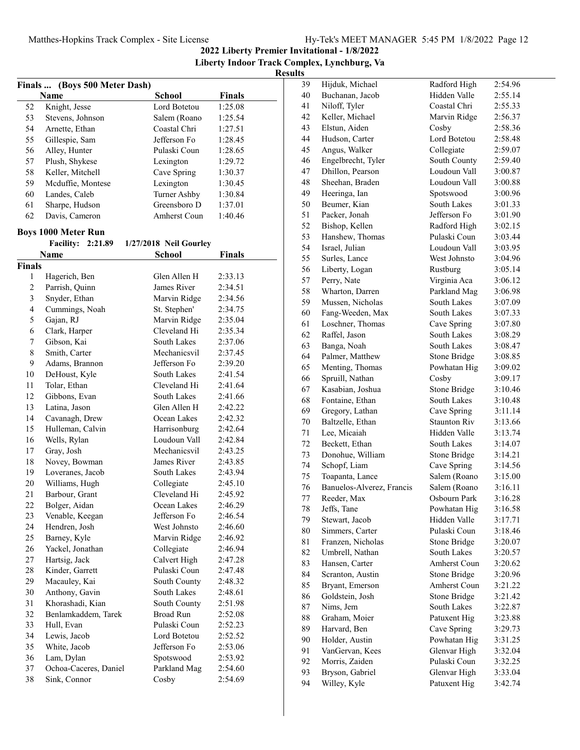## 2022 Liberty Premier Invitational - 1/8/2022

### Liberty Indoor Track Complex, Lynchburg, Va

### Results

**Finals ... (Boys 500 Meter Dash)**

| | Name | School | Finals |
|---|---|---|---|
| 52 | Knight, Jesse | Lord Botetou | 1:25.08 |
| 53 | Stevens, Johnson | Salem (Roano | 1:25.54 |
| 54 | Arnette, Ethan | Coastal Chri | 1:27.51 |
| 55 | Gillespie, Sam | Jefferson Fo | 1:28.45 |
| 56 | Alley, Hunter | Pulaski Coun | 1:28.65 |
| 57 | Plush, Shykese | Lexington | 1:29.72 |
| 58 | Keller, Mitchell | Cave Spring | 1:30.37 |
| 59 | Mcduffie, Montese | Lexington | 1:30.45 |
| 60 | Landes, Caleb | Turner Ashby | 1:30.84 |
| 61 | Sharpe, Hudson | Greensboro D | 1:37.01 |
| 62 | Davis, Cameron | Amherst Coun | 1:40.46 |

**Boys 1000 Meter Run**

Facility: 2:21.89 1/27/2018 Neil Gourley

| | Name | School | Finals |
|---|---|---|---|
| **Finals** | | | |
| 1 | Hagerich, Ben | Glen Allen H | 2:33.13 |
| 2 | Parrish, Quinn | James River | 2:34.51 |
| 3 | Snyder, Ethan | Marvin Ridge | 2:34.56 |
| 4 | Cummings, Noah | St. Stephen' | 2:34.75 |
| 5 | Gajan, RJ | Marvin Ridge | 2:35.04 |
| 6 | Clark, Harper | Cleveland Hi | 2:35.34 |
| 7 | Gibson, Kai | South Lakes | 2:37.06 |
| 8 | Smith, Carter | Mechanicsvil | 2:37.45 |
| 9 | Adams, Brannon | Jefferson Fo | 2:39.20 |
| 10 | DeHoust, Kyle | South Lakes | 2:41.54 |
| 11 | Tolar, Ethan | Cleveland Hi | 2:41.64 |
| 12 | Gibbons, Evan | South Lakes | 2:41.66 |
| 13 | Latina, Jason | Glen Allen H | 2:42.22 |
| 14 | Cavanagh, Drew | Ocean Lakes | 2:42.32 |
| 15 | Hulleman, Calvin | Harrisonburg | 2:42.64 |
| 16 | Wells, Rylan | Loudoun Vall | 2:42.84 |
| 17 | Gray, Josh | Mechanicsvil | 2:43.25 |
| 18 | Novey, Bowman | James River | 2:43.85 |
| 19 | Loveranes, Jacob | South Lakes | 2:43.94 |
| 20 | Williams, Hugh | Collegiate | 2:45.10 |
| 21 | Barbour, Grant | Cleveland Hi | 2:45.92 |
| 22 | Bolger, Aidan | Ocean Lakes | 2:46.29 |
| 23 | Venable, Keegan | Jefferson Fo | 2:46.54 |
| 24 | Hendren, Josh | West Johnsto | 2:46.60 |
| 25 | Barney, Kyle | Marvin Ridge | 2:46.92 |
| 26 | Yackel, Jonathan | Collegiate | 2:46.94 |
| 27 | Hartsig, Jack | Calvert High | 2:47.28 |
| 28 | Kinder, Garrett | Pulaski Coun | 2:47.48 |
| 29 | Macauley, Kai | South County | 2:48.32 |
| 30 | Anthony, Gavin | South Lakes | 2:48.61 |
| 31 | Khorashadi, Kian | South County | 2:51.98 |
| 32 | Benlamkaddem, Tarek | Broad Run | 2:52.08 |
| 33 | Hull, Evan | Pulaski Coun | 2:52.23 |
| 34 | Lewis, Jacob | Lord Botetou | 2:52.52 |
| 35 | White, Jacob | Jefferson Fo | 2:53.06 |
| 36 | Lam, Dylan | Spotswood | 2:53.92 |
| 37 | Ochoa-Caceres, Daniel | Parkland Mag | 2:54.60 |
| 38 | Sink, Connor | Cosby | 2:54.69 |
| 39 | Hijduk, Michael | Radford High | 2:54.96 |
| 40 | Buchanan, Jacob | Hidden Valle | 2:55.14 |
| 41 | Niloff, Tyler | Coastal Chri | 2:55.33 |
| 42 | Keller, Michael | Marvin Ridge | 2:56.37 |
| 43 | Elstun, Aiden | Cosby | 2:58.36 |
| 44 | Hudson, Carter | Lord Botetou | 2:58.48 |
| 45 | Angus, Walker | Collegiate | 2:59.07 |
| 46 | Engelbrecht, Tyler | South County | 2:59.40 |
| 47 | Dhillon, Pearson | Loudoun Vall | 3:00.87 |
| 48 | Sheehan, Braden | Loudoun Vall | 3:00.88 |
| 49 | Heeringa, Ian | Spotswood | 3:00.96 |
| 50 | Beumer, Kian | South Lakes | 3:01.33 |
| 51 | Packer, Jonah | Jefferson Fo | 3:01.90 |
| 52 | Bishop, Kellen | Radford High | 3:02.15 |
| 53 | Hanshew, Thomas | Pulaski Coun | 3:03.44 |
| 54 | Israel, Julian | Loudoun Vall | 3:03.95 |
| 55 | Surles, Lance | West Johnsto | 3:04.96 |
| 56 | Liberty, Logan | Rustburg | 3:05.14 |
| 57 | Perry, Nate | Virginia Aca | 3:06.12 |
| 58 | Wharton, Darren | Parkland Mag | 3:06.98 |
| 59 | Mussen, Nicholas | South Lakes | 3:07.09 |
| 60 | Fang-Weeden, Max | South Lakes | 3:07.33 |
| 61 | Loschner, Thomas | Cave Spring | 3:07.80 |
| 62 | Raffel, Jason | South Lakes | 3:08.29 |
| 63 | Banga, Noah | South Lakes | 3:08.47 |
| 64 | Palmer, Matthew | Stone Bridge | 3:08.85 |
| 65 | Menting, Thomas | Powhatan Hig | 3:09.02 |
| 66 | Spruill, Nathan | Cosby | 3:09.17 |
| 67 | Kasabian, Joshua | Stone Bridge | 3:10.46 |
| 68 | Fontaine, Ethan | South Lakes | 3:10.48 |
| 69 | Gregory, Lathan | Cave Spring | 3:11.14 |
| 70 | Baltzelle, Ethan | Staunton Riv | 3:13.66 |
| 71 | Lee, Micaiah | Hidden Valle | 3:13.74 |
| 72 | Beckett, Ethan | South Lakes | 3:14.07 |
| 73 | Donohue, William | Stone Bridge | 3:14.21 |
| 74 | Schopf, Liam | Cave Spring | 3:14.56 |
| 75 | Toapanta, Lance | Salem (Roano | 3:15.00 |
| 76 | Banuelos-Alverez, Francis | Salem (Roano | 3:16.11 |
| 77 | Reeder, Max | Osbourn Park | 3:16.28 |
| 78 | Jeffs, Tane | Powhatan Hig | 3:16.58 |
| 79 | Stewart, Jacob | Hidden Valle | 3:17.71 |
| 80 | Simmers, Carter | Pulaski Coun | 3:18.46 |
| 81 | Franzen, Nicholas | Stone Bridge | 3:20.07 |
| 82 | Umbrell, Nathan | South Lakes | 3:20.57 |
| 83 | Hansen, Carter | Amherst Coun | 3:20.62 |
| 84 | Scranton, Austin | Stone Bridge | 3:20.96 |
| 85 | Bryant, Emerson | Amherst Coun | 3:21.22 |
| 86 | Goldstein, Josh | Stone Bridge | 3:21.42 |
| 87 | Nims, Jem | South Lakes | 3:22.87 |
| 88 | Graham, Moier | Patuxent Hig | 3:23.88 |
| 89 | Harvard, Ben | Cave Spring | 3:29.73 |
| 90 | Holder, Austin | Powhatan Hig | 3:31.25 |
| 91 | VanGervan, Kees | Glenvar High | 3:32.04 |
| 92 | Morris, Zaiden | Pulaski Coun | 3:32.25 |
| 93 | Bryson, Gabriel | Glenvar High | 3:33.04 |
| 94 | Willey, Kyle | Patuxent Hig | 3:42.74 |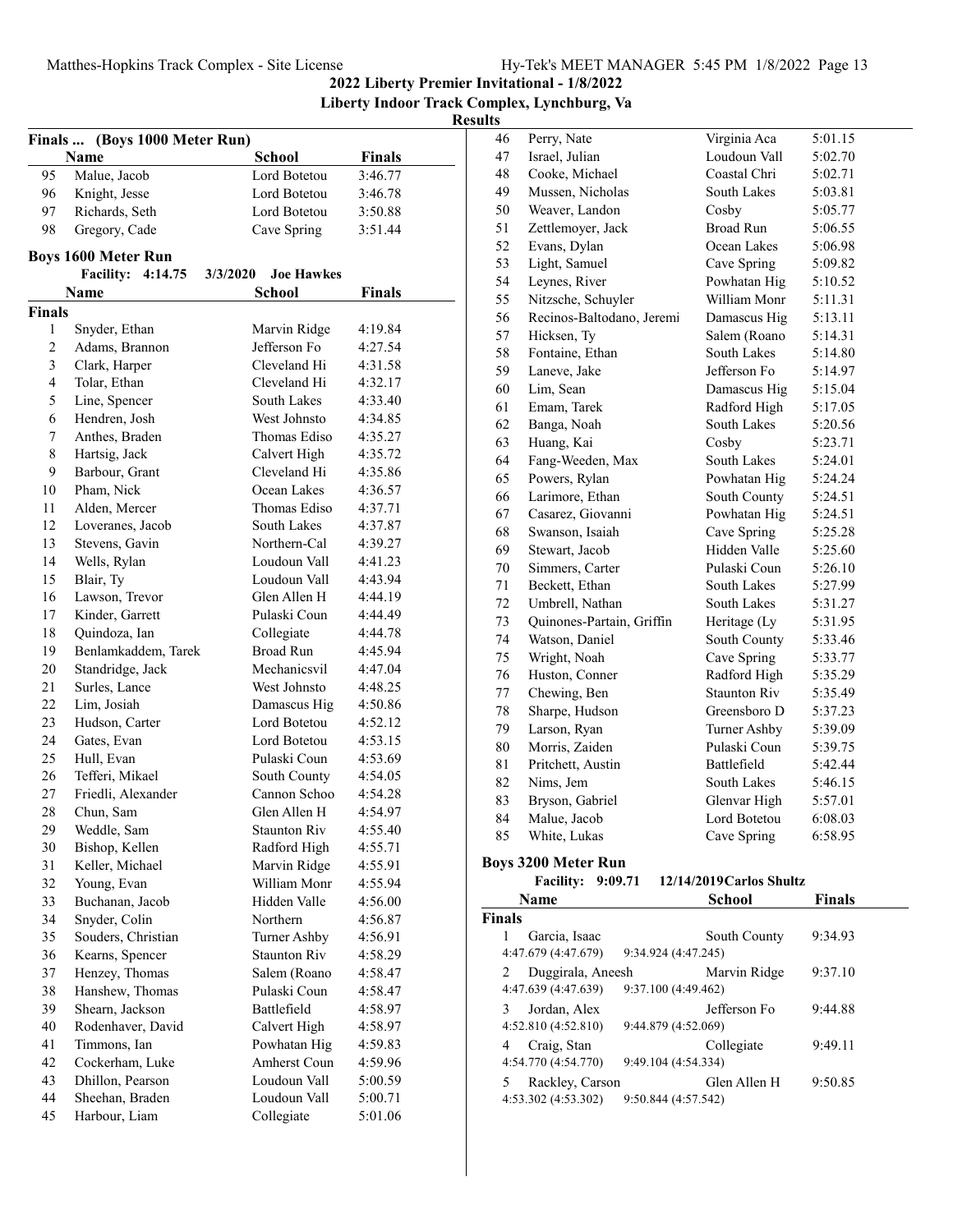## 2022 Liberty Premier Invitational - 1/8/2022

**Liberty Indoor Track Complex, Lynchburg, Va**

**Results**

### Finals ... (Boys 1000 Meter Run)

| | Name | School | Finals |
|---|---|---|---|
| 95 | Malue, Jacob | Lord Botetou | 3:46.77 |
| 96 | Knight, Jesse | Lord Botetou | 3:46.78 |
| 97 | Richards, Seth | Lord Botetou | 3:50.88 |
| 98 | Gregory, Cade | Cave Spring | 3:51.44 |

### Boys 1600 Meter Run

Facility: 4:14.75 3/3/2020 Joe Hawkes

**Finals**

| | Name | School | Finals |
|---|---|---|---|
| 1 | Snyder, Ethan | Marvin Ridge | 4:19.84 |
| 2 | Adams, Brannon | Jefferson Fo | 4:27.54 |
| 3 | Clark, Harper | Cleveland Hi | 4:31.58 |
| 4 | Tolar, Ethan | Cleveland Hi | 4:32.17 |
| 5 | Line, Spencer | South Lakes | 4:33.40 |
| 6 | Hendren, Josh | West Johnsto | 4:34.85 |
| 7 | Anthes, Braden | Thomas Ediso | 4:35.27 |
| 8 | Hartsig, Jack | Calvert High | 4:35.72 |
| 9 | Barbour, Grant | Cleveland Hi | 4:35.86 |
| 10 | Pham, Nick | Ocean Lakes | 4:36.57 |
| 11 | Alden, Mercer | Thomas Ediso | 4:37.71 |
| 12 | Loveranes, Jacob | South Lakes | 4:37.87 |
| 13 | Stevens, Gavin | Northern-Cal | 4:39.27 |
| 14 | Wells, Rylan | Loudoun Vall | 4:41.23 |
| 15 | Blair, Ty | Loudoun Vall | 4:43.94 |
| 16 | Lawson, Trevor | Glen Allen H | 4:44.19 |
| 17 | Kinder, Garrett | Pulaski Coun | 4:44.49 |
| 18 | Quindoza, Ian | Collegiate | 4:44.78 |
| 19 | Benlamkaddem, Tarek | Broad Run | 4:45.94 |
| 20 | Standridge, Jack | Mechanicsvil | 4:47.04 |
| 21 | Surles, Lance | West Johnsto | 4:48.25 |
| 22 | Lim, Josiah | Damascus Hig | 4:50.86 |
| 23 | Hudson, Carter | Lord Botetou | 4:52.12 |
| 24 | Gates, Evan | Lord Botetou | 4:53.15 |
| 25 | Hull, Evan | Pulaski Coun | 4:53.69 |
| 26 | Tefferi, Mikael | South County | 4:54.05 |
| 27 | Friedli, Alexander | Cannon Schoo | 4:54.28 |
| 28 | Chun, Sam | Glen Allen H | 4:54.97 |
| 29 | Weddle, Sam | Staunton Riv | 4:55.40 |
| 30 | Bishop, Kellen | Radford High | 4:55.71 |
| 31 | Keller, Michael | Marvin Ridge | 4:55.91 |
| 32 | Young, Evan | William Monr | 4:55.94 |
| 33 | Buchanan, Jacob | Hidden Valle | 4:56.00 |
| 34 | Snyder, Colin | Northern | 4:56.87 |
| 35 | Souders, Christian | Turner Ashby | 4:56.91 |
| 36 | Kearns, Spencer | Staunton Riv | 4:58.29 |
| 37 | Henzey, Thomas | Salem (Roano | 4:58.47 |
| 38 | Hanshew, Thomas | Pulaski Coun | 4:58.47 |
| 39 | Shearn, Jackson | Battlefield | 4:58.97 |
| 40 | Rodenhaver, David | Calvert High | 4:58.97 |
| 41 | Timmons, Ian | Powhatan Hig | 4:59.83 |
| 42 | Cockerham, Luke | Amherst Coun | 4:59.96 |
| 43 | Dhillon, Pearson | Loudoun Vall | 5:00.59 |
| 44 | Sheehan, Braden | Loudoun Vall | 5:00.71 |
| 45 | Harbour, Liam | Collegiate | 5:01.06 |
| 46 | Perry, Nate | Virginia Aca | 5:01.15 |
| 47 | Israel, Julian | Loudoun Vall | 5:02.70 |
| 48 | Cooke, Michael | Coastal Chri | 5:02.71 |
| 49 | Mussen, Nicholas | South Lakes | 5:03.81 |
| 50 | Weaver, Landon | Cosby | 5:05.77 |
| 51 | Zettlemoyer, Jack | Broad Run | 5:06.55 |
| 52 | Evans, Dylan | Ocean Lakes | 5:06.98 |
| 53 | Light, Samuel | Cave Spring | 5:09.82 |
| 54 | Leynes, River | Powhatan Hig | 5:10.52 |
| 55 | Nitzsche, Schuyler | William Monr | 5:11.31 |
| 56 | Recinos-Baltodano, Jeremi | Damascus Hig | 5:13.11 |
| 57 | Hicksen, Ty | Salem (Roano | 5:14.31 |
| 58 | Fontaine, Ethan | South Lakes | 5:14.80 |
| 59 | Laneve, Jake | Jefferson Fo | 5:14.97 |
| 60 | Lim, Sean | Damascus Hig | 5:15.04 |
| 61 | Emam, Tarek | Radford High | 5:17.05 |
| 62 | Banga, Noah | South Lakes | 5:20.56 |
| 63 | Huang, Kai | Cosby | 5:23.71 |
| 64 | Fang-Weeden, Max | South Lakes | 5:24.01 |
| 65 | Powers, Rylan | Powhatan Hig | 5:24.24 |
| 66 | Larimore, Ethan | South County | 5:24.51 |
| 67 | Casarez, Giovanni | Powhatan Hig | 5:24.51 |
| 68 | Swanson, Isaiah | Cave Spring | 5:25.28 |
| 69 | Stewart, Jacob | Hidden Valle | 5:25.60 |
| 70 | Simmers, Carter | Pulaski Coun | 5:26.10 |
| 71 | Beckett, Ethan | South Lakes | 5:27.99 |
| 72 | Umbrell, Nathan | South Lakes | 5:31.27 |
| 73 | Quinones-Partain, Griffin | Heritage (Ly | 5:31.95 |
| 74 | Watson, Daniel | South County | 5:33.46 |
| 75 | Wright, Noah | Cave Spring | 5:33.77 |
| 76 | Huston, Conner | Radford High | 5:35.29 |
| 77 | Chewing, Ben | Staunton Riv | 5:35.49 |
| 78 | Sharpe, Hudson | Greensboro D | 5:37.23 |
| 79 | Larson, Ryan | Turner Ashby | 5:39.09 |
| 80 | Morris, Zaiden | Pulaski Coun | 5:39.75 |
| 81 | Pritchett, Austin | Battlefield | 5:42.44 |
| 82 | Nims, Jem | South Lakes | 5:46.15 |
| 83 | Bryson, Gabriel | Glenvar High | 5:57.01 |
| 84 | Malue, Jacob | Lord Botetou | 6:08.03 |
| 85 | White, Lukas | Cave Spring | 6:58.95 |

### Boys 3200 Meter Run

Facility: 9:09.71 12/14/2019 Carlos Shultz

**Finals**

| | Name | School | Finals |
|---|---|---|---|
| 1 | Garcia, Isaac | South County | 9:34.93 |
| | 4:47.679 (4:47.679) 9:34.924 (4:47.245) | | |
| 2 | Duggirala, Aneesh | Marvin Ridge | 9:37.10 |
| | 4:47.639 (4:47.639) 9:37.100 (4:49.462) | | |
| 3 | Jordan, Alex | Jefferson Fo | 9:44.88 |
| | 4:52.810 (4:52.810) 9:44.879 (4:52.069) | | |
| 4 | Craig, Stan | Collegiate | 9:49.11 |
| | 4:54.770 (4:54.770) 9:49.104 (4:54.334) | | |
| 5 | Rackley, Carson | Glen Allen H | 9:50.85 |
| | 4:53.302 (4:53.302) 9:50.844 (4:57.542) | | |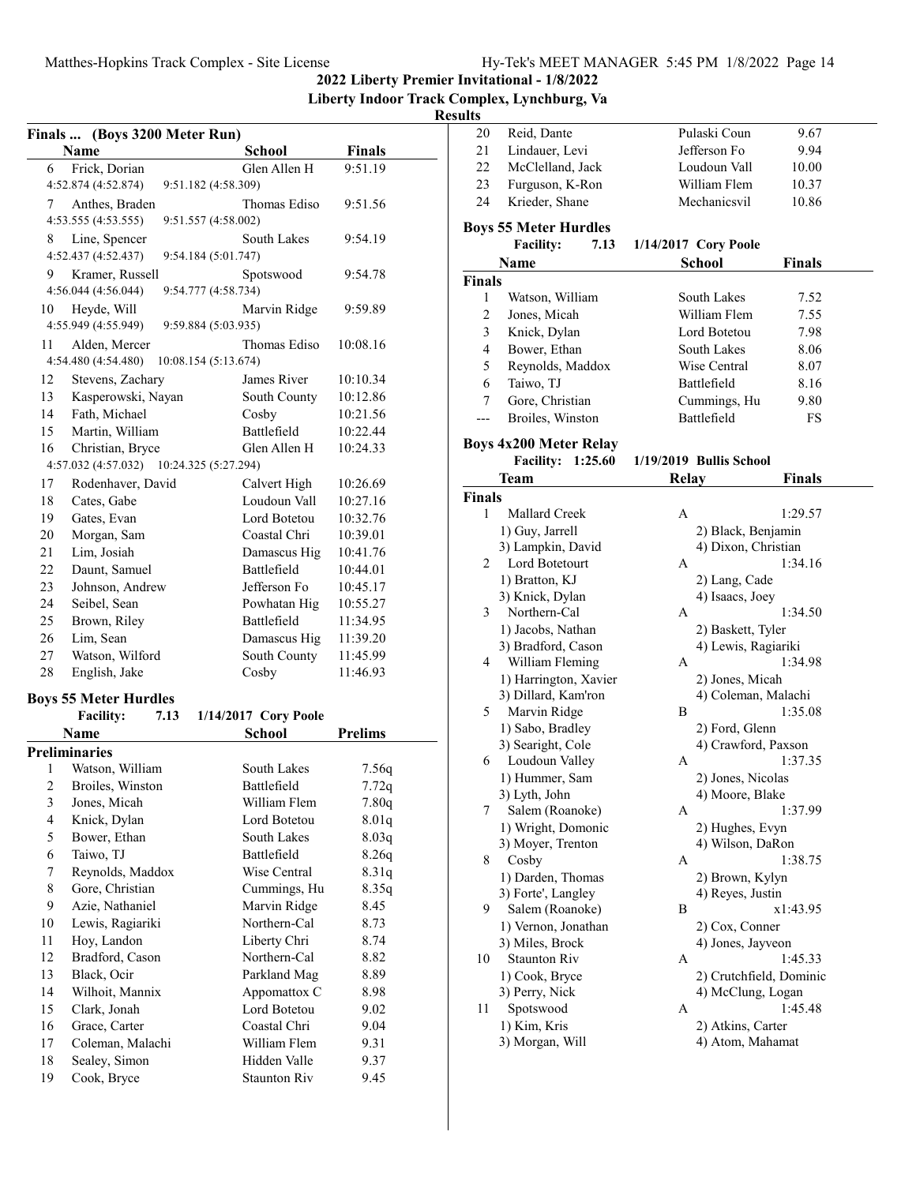## 2022 Liberty Premier Invitational - 1/8/2022

### Liberty Indoor Track Complex, Lynchburg, Va

### Results

**Finals ... (Boys 3200 Meter Run)**

| | Name | School | Finals |
|---|---|---|---|
| 6 | Frick, Dorian | Glen Allen H | 9:51.19 |
| | 4:52.874 (4:52.874) 9:51.182 (4:58.309) | | |
| 7 | Anthes, Braden | Thomas Ediso | 9:51.56 |
| | 4:53.555 (4:53.555) 9:51.557 (4:58.002) | | |
| 8 | Line, Spencer | South Lakes | 9:54.19 |
| | 4:52.437 (4:52.437) 9:54.184 (5:01.747) | | |
| 9 | Kramer, Russell | Spotswood | 9:54.78 |
| | 4:56.044 (4:56.044) 9:54.777 (4:58.734) | | |
| 10 | Heyde, Will | Marvin Ridge | 9:59.89 |
| | 4:55.949 (4:55.949) 9:59.884 (5:03.935) | | |
| 11 | Alden, Mercer | Thomas Ediso | 10:08.16 |
| | 4:54.480 (4:54.480) 10:08.154 (5:13.674) | | |
| 12 | Stevens, Zachary | James River | 10:10.34 |
| 13 | Kasperowski, Nayan | South County | 10:12.86 |
| 14 | Fath, Michael | Cosby | 10:21.56 |
| 15 | Martin, William | Battlefield | 10:22.44 |
| 16 | Christian, Bryce | Glen Allen H | 10:24.33 |
| | 4:57.032 (4:57.032) 10:24.325 (5:27.294) | | |
| 17 | Rodenhaver, David | Calvert High | 10:26.69 |
| 18 | Cates, Gabe | Loudoun Vall | 10:27.16 |
| 19 | Gates, Evan | Lord Botetou | 10:32.76 |
| 20 | Morgan, Sam | Coastal Chri | 10:39.01 |
| 21 | Lim, Josiah | Damascus Hig | 10:41.76 |
| 22 | Daunt, Samuel | Battlefield | 10:44.01 |
| 23 | Johnson, Andrew | Jefferson Fo | 10:45.17 |
| 24 | Seibel, Sean | Powhatan Hig | 10:55.27 |
| 25 | Brown, Riley | Battlefield | 11:34.95 |
| 26 | Lim, Sean | Damascus Hig | 11:39.20 |
| 27 | Watson, Wilford | South County | 11:45.99 |
| 28 | English, Jake | Cosby | 11:46.93 |

**Boys 55 Meter Hurdles**

Facility: 7.13 1/14/2017 Cory Poole

**Preliminaries**

| | Name | School | Prelims |
|---|---|---|---|
| 1 | Watson, William | South Lakes | 7.56q |
| 2 | Broiles, Winston | Battlefield | 7.72q |
| 3 | Jones, Micah | William Flem | 7.80q |
| 4 | Knick, Dylan | Lord Botetou | 8.01q |
| 5 | Bower, Ethan | South Lakes | 8.03q |
| 6 | Taiwo, TJ | Battlefield | 8.26q |
| 7 | Reynolds, Maddox | Wise Central | 8.31q |
| 8 | Gore, Christian | Cummings, Hu | 8.35q |
| 9 | Azie, Nathaniel | Marvin Ridge | 8.45 |
| 10 | Lewis, Ragiariki | Northern-Cal | 8.73 |
| 11 | Hoy, Landon | Liberty Chri | 8.74 |
| 12 | Bradford, Cason | Northern-Cal | 8.82 |
| 13 | Black, Ocir | Parkland Mag | 8.89 |
| 14 | Wilhoit, Mannix | Appomattox C | 8.98 |
| 15 | Clark, Jonah | Lord Botetou | 9.02 |
| 16 | Grace, Carter | Coastal Chri | 9.04 |
| 17 | Coleman, Malachi | William Flem | 9.31 |
| 18 | Sealey, Simon | Hidden Valle | 9.37 |
| 19 | Cook, Bryce | Staunton Riv | 9.45 |
| 20 | Reid, Dante | Pulaski Coun | 9.67 |
| 21 | Lindauer, Levi | Jefferson Fo | 9.94 |
| 22 | McClelland, Jack | Loudoun Vall | 10.00 |
| 23 | Furguson, K-Ron | William Flem | 10.37 |
| 24 | Krieder, Shane | Mechanicsvil | 10.86 |

**Boys 55 Meter Hurdles**

Facility: 7.13 1/14/2017 Cory Poole

**Finals**

| | Name | School | Finals |
|---|---|---|---|
| 1 | Watson, William | South Lakes | 7.52 |
| 2 | Jones, Micah | William Flem | 7.55 |
| 3 | Knick, Dylan | Lord Botetou | 7.98 |
| 4 | Bower, Ethan | South Lakes | 8.06 |
| 5 | Reynolds, Maddox | Wise Central | 8.07 |
| 6 | Taiwo, TJ | Battlefield | 8.16 |
| 7 | Gore, Christian | Cummings, Hu | 9.80 |
| --- | Broiles, Winston | Battlefield | FS |

**Boys 4x200 Meter Relay**

Facility: 1:25.60 1/19/2019 Bullis School

**Finals**

| | Team | Relay | Finals |
|---|---|---|---|
| 1 | Mallard Creek | A | 1:29.57 |
| | 1) Guy, Jarrell | 2) Black, Benjamin | |
| | 3) Lampkin, David | 4) Dixon, Christian | |
| 2 | Lord Botetourt | A | 1:34.16 |
| | 1) Bratton, KJ | 2) Lang, Cade | |
| | 3) Knick, Dylan | 4) Isaacs, Joey | |
| 3 | Northern-Cal | A | 1:34.50 |
| | 1) Jacobs, Nathan | 2) Baskett, Tyler | |
| | 3) Bradford, Cason | 4) Lewis, Ragiariki | |
| 4 | William Fleming | A | 1:34.98 |
| | 1) Harrington, Xavier | 2) Jones, Micah | |
| | 3) Dillard, Kam'ron | 4) Coleman, Malachi | |
| 5 | Marvin Ridge | B | 1:35.08 |
| | 1) Sabo, Bradley | 2) Ford, Glenn | |
| | 3) Searight, Cole | 4) Crawford, Paxson | |
| 6 | Loudoun Valley | A | 1:37.35 |
| | 1) Hummer, Sam | 2) Jones, Nicolas | |
| | 3) Lyth, John | 4) Moore, Blake | |
| 7 | Salem (Roanoke) | A | 1:37.99 |
| | 1) Wright, Domonic | 2) Hughes, Evyn | |
| | 3) Moyer, Trenton | 4) Wilson, DaRon | |
| 8 | Cosby | A | 1:38.75 |
| | 1) Darden, Thomas | 2) Brown, Kylyn | |
| | 3) Forte', Langley | 4) Reyes, Justin | |
| 9 | Salem (Roanoke) | B | x1:43.95 |
| | 1) Vernon, Jonathan | 2) Cox, Conner | |
| | 3) Miles, Brock | 4) Jones, Jayveon | |
| 10 | Staunton Riv | A | 1:45.33 |
| | 1) Cook, Bryce | 2) Crutchfield, Dominic | |
| | 3) Perry, Nick | 4) McClung, Logan | |
| 11 | Spotswood | A | 1:45.48 |
| | 1) Kim, Kris | 2) Atkins, Carter | |
| | 3) Morgan, Will | 4) Atom, Mahamat | |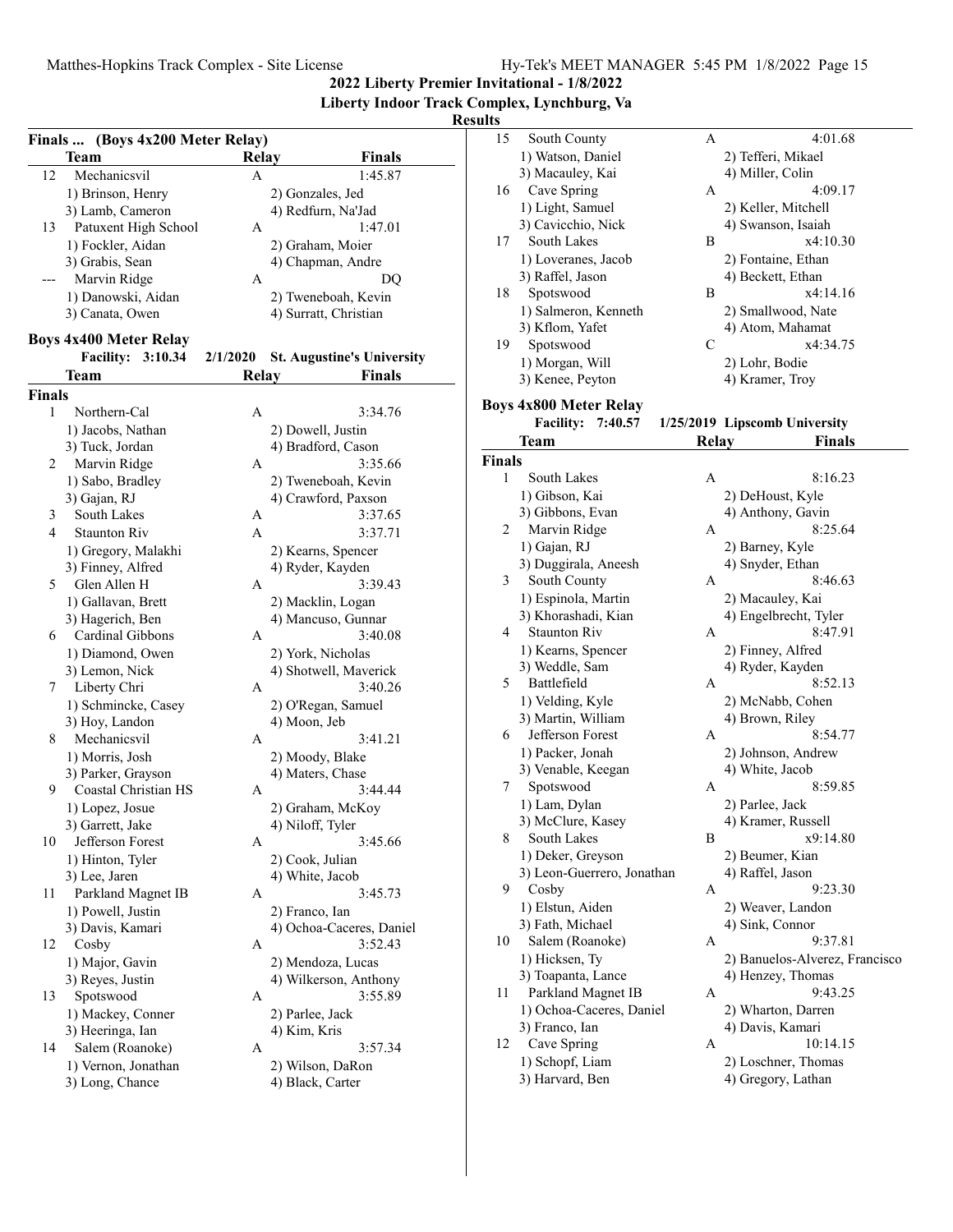## 2022 Liberty Premier Invitational - 1/8/2022

### Liberty Indoor Track Complex, Lynchburg, Va

### Results

**Finals ... (Boys 4x200 Meter Relay)**

| | Team | Relay | Finals |
|---|---|---|---|
| 12 | Mechanicsvil | A | 1:45.87 |
| | 1) Brinson, Henry | 2) Gonzales, Jed | |
| | 3) Lamb, Cameron | 4) Redfurn, Na'Jad | |
| 13 | Patuxent High School | A | 1:47.01 |
| | 1) Fockler, Aidan | 2) Graham, Moier | |
| | 3) Grabis, Sean | 4) Chapman, Andre | |
| --- | Marvin Ridge | A | DQ |
| | 1) Danowski, Aidan | 2) Tweneboah, Kevin | |
| | 3) Canata, Owen | 4) Surratt, Christian | |

**Boys 4x400 Meter Relay**

Facility: 3:10.34 2/1/2020 St. Augustine's University

| | Team | Relay | Finals |
|---|---|---|---|
| **Finals** | | | |
| 1 | Northern-Cal | A | 3:34.76 |
| | 1) Jacobs, Nathan | 2) Dowell, Justin | |
| | 3) Tuck, Jordan | 4) Bradford, Cason | |
| 2 | Marvin Ridge | A | 3:35.66 |
| | 1) Sabo, Bradley | 2) Tweneboah, Kevin | |
| | 3) Gajan, RJ | 4) Crawford, Paxson | |
| 3 | South Lakes | A | 3:37.65 |
| 4 | Staunton Riv | A | 3:37.71 |
| | 1) Gregory, Malakhi | 2) Kearns, Spencer | |
| | 3) Finney, Alfred | 4) Ryder, Kayden | |
| 5 | Glen Allen H | A | 3:39.43 |
| | 1) Gallavan, Brett | 2) Macklin, Logan | |
| | 3) Hagerich, Ben | 4) Mancuso, Gunnar | |
| 6 | Cardinal Gibbons | A | 3:40.08 |
| | 1) Diamond, Owen | 2) York, Nicholas | |
| | 3) Lemon, Nick | 4) Shotwell, Maverick | |
| 7 | Liberty Chri | A | 3:40.26 |
| | 1) Schmincke, Casey | 2) O'Regan, Samuel | |
| | 3) Hoy, Landon | 4) Moon, Jeb | |
| 8 | Mechanicsvil | A | 3:41.21 |
| | 1) Morris, Josh | 2) Moody, Blake | |
| | 3) Parker, Grayson | 4) Maters, Chase | |
| 9 | Coastal Christian HS | A | 3:44.44 |
| | 1) Lopez, Josue | 2) Graham, McKoy | |
| | 3) Garrett, Jake | 4) Niloff, Tyler | |
| 10 | Jefferson Forest | A | 3:45.66 |
| | 1) Hinton, Tyler | 2) Cook, Julian | |
| | 3) Lee, Jaren | 4) White, Jacob | |
| 11 | Parkland Magnet IB | A | 3:45.73 |
| | 1) Powell, Justin | 2) Franco, Ian | |
| | 3) Davis, Kamari | 4) Ochoa-Caceres, Daniel | |
| 12 | Cosby | A | 3:52.43 |
| | 1) Major, Gavin | 2) Mendoza, Lucas | |
| | 3) Reyes, Justin | 4) Wilkerson, Anthony | |
| 13 | Spotswood | A | 3:55.89 |
| | 1) Mackey, Conner | 2) Parlee, Jack | |
| | 3) Heeringa, Ian | 4) Kim, Kris | |
| 14 | Salem (Roanoke) | A | 3:57.34 |
| | 1) Vernon, Jonathan | 2) Wilson, DaRon | |
| | 3) Long, Chance | 4) Black, Carter | |
| 15 | South County | A | 4:01.68 |
| | 1) Watson, Daniel | 2) Tefferi, Mikael | |
| | 3) Macauley, Kai | 4) Miller, Colin | |
| 16 | Cave Spring | A | 4:09.17 |
| | 1) Light, Samuel | 2) Keller, Mitchell | |
| | 3) Cavicchio, Nick | 4) Swanson, Isaiah | |
| 17 | South Lakes | B | x4:10.30 |
| | 1) Loveranes, Jacob | 2) Fontaine, Ethan | |
| | 3) Raffel, Jason | 4) Beckett, Ethan | |
| 18 | Spotswood | B | x4:14.16 |
| | 1) Salmeron, Kenneth | 2) Smallwood, Nate | |
| | 3) Kflom, Yafet | 4) Atom, Mahamat | |
| 19 | Spotswood | C | x4:34.75 |
| | 1) Morgan, Will | 2) Lohr, Bodie | |
| | 3) Kenee, Peyton | 4) Kramer, Troy | |

**Boys 4x800 Meter Relay**

Facility: 7:40.57 1/25/2019 Lipscomb University

| | Team | Relay | Finals |
|---|---|---|---|
| **Finals** | | | |
| 1 | South Lakes | A | 8:16.23 |
| | 1) Gibson, Kai | 2) DeHoust, Kyle | |
| | 3) Gibbons, Evan | 4) Anthony, Gavin | |
| 2 | Marvin Ridge | A | 8:25.64 |
| | 1) Gajan, RJ | 2) Barney, Kyle | |
| | 3) Duggirala, Aneesh | 4) Snyder, Ethan | |
| 3 | South County | A | 8:46.63 |
| | 1) Espinola, Martin | 2) Macauley, Kai | |
| | 3) Khorashadi, Kian | 4) Engelbrecht, Tyler | |
| 4 | Staunton Riv | A | 8:47.91 |
| | 1) Kearns, Spencer | 2) Finney, Alfred | |
| | 3) Weddle, Sam | 4) Ryder, Kayden | |
| 5 | Battlefield | A | 8:52.13 |
| | 1) Velding, Kyle | 2) McNabb, Cohen | |
| | 3) Martin, William | 4) Brown, Riley | |
| 6 | Jefferson Forest | A | 8:54.77 |
| | 1) Packer, Jonah | 2) Johnson, Andrew | |
| | 3) Venable, Keegan | 4) White, Jacob | |
| 7 | Spotswood | A | 8:59.85 |
| | 1) Lam, Dylan | 2) Parlee, Jack | |
| | 3) McClure, Kasey | 4) Kramer, Russell | |
| 8 | South Lakes | B | x9:14.80 |
| | 1) Deker, Greyson | 2) Beumer, Kian | |
| | 3) Leon-Guerrero, Jonathan | 4) Raffel, Jason | |
| 9 | Cosby | A | 9:23.30 |
| | 1) Elstun, Aiden | 2) Weaver, Landon | |
| | 3) Fath, Michael | 4) Sink, Connor | |
| 10 | Salem (Roanoke) | A | 9:37.81 |
| | 1) Hicksen, Ty | 2) Banuelos-Alverez, Francisco | |
| | 3) Toapanta, Lance | 4) Henzey, Thomas | |
| 11 | Parkland Magnet IB | A | 9:43.25 |
| | 1) Ochoa-Caceres, Daniel | 2) Wharton, Darren | |
| | 3) Franco, Ian | 4) Davis, Kamari | |
| 12 | Cave Spring | A | 10:14.15 |
| | 1) Schopf, Liam | 2) Loschner, Thomas | |
| | 3) Harvard, Ben | 4) Gregory, Lathan | |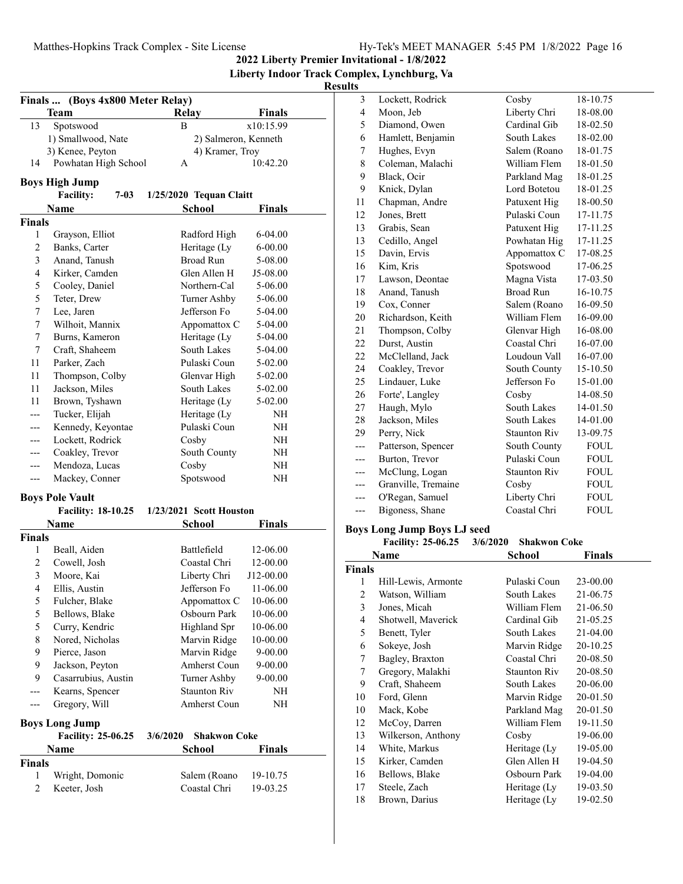**2022 Liberty Premier Invitational - 1/8/2022**

**Liberty Indoor Track Complex, Lynchburg, Va**

**Results**

### Finals ... (Boys 4x800 Meter Relay)

| | Team | Relay | Finals |
|---|---|---|---|
| 13 | Spotswood | B | x10:15.99 |
| | 1) Smallwood, Nate | 2) Salmeron, Kenneth | |
| | 3) Kenee, Peyton | 4) Kramer, Troy | |
| 14 | Powhatan High School | A | 10:42.20 |

### Boys High Jump

**Facility: 7-03 1/25/2020 Tequan Claitt**

| | Name | School | Finals |
|---|---|---|---|
| **Finals** | | | |
| 1 | Grayson, Elliot | Radford High | 6-04.00 |
| 2 | Banks, Carter | Heritage (Ly | 6-00.00 |
| 3 | Anand, Tanush | Broad Run | 5-08.00 |
| 4 | Kirker, Camden | Glen Allen H | J5-08.00 |
| 5 | Cooley, Daniel | Northern-Cal | 5-06.00 |
| 5 | Teter, Drew | Turner Ashby | 5-06.00 |
| 7 | Lee, Jaren | Jefferson Fo | 5-04.00 |
| 7 | Wilhoit, Mannix | Appomattox C | 5-04.00 |
| 7 | Burns, Kameron | Heritage (Ly | 5-04.00 |
| 7 | Craft, Shaheem | South Lakes | 5-04.00 |
| 11 | Parker, Zach | Pulaski Coun | 5-02.00 |
| 11 | Thompson, Colby | Glenvar High | 5-02.00 |
| 11 | Jackson, Miles | South Lakes | 5-02.00 |
| 11 | Brown, Tyshawn | Heritage (Ly | 5-02.00 |
| --- | Tucker, Elijah | Heritage (Ly | NH |
| --- | Kennedy, Keyontae | Pulaski Coun | NH |
| --- | Lockett, Rodrick | Cosby | NH |
| --- | Coakley, Trevor | South County | NH |
| --- | Mendoza, Lucas | Cosby | NH |
| --- | Mackey, Conner | Spotswood | NH |

### Boys Pole Vault

**Facility: 18-10.25 1/23/2021 Scott Houston**

| | Name | School | Finals |
|---|---|---|---|
| **Finals** | | | |
| 1 | Beall, Aiden | Battlefield | 12-06.00 |
| 2 | Cowell, Josh | Coastal Chri | 12-00.00 |
| 3 | Moore, Kai | Liberty Chri | J12-00.00 |
| 4 | Ellis, Austin | Jefferson Fo | 11-06.00 |
| 5 | Fulcher, Blake | Appomattox C | 10-06.00 |
| 5 | Bellows, Blake | Osbourn Park | 10-06.00 |
| 5 | Curry, Kendric | Highland Spr | 10-06.00 |
| 8 | Nored, Nicholas | Marvin Ridge | 10-00.00 |
| 9 | Pierce, Jason | Marvin Ridge | 9-00.00 |
| 9 | Jackson, Peyton | Amherst Coun | 9-00.00 |
| 9 | Casarrubius, Austin | Turner Ashby | 9-00.00 |
| --- | Kearns, Spencer | Staunton Riv | NH |
| --- | Gregory, Will | Amherst Coun | NH |

### Boys Long Jump

**Facility: 25-06.25 3/6/2020 Shakwon Coke**

| | Name | School | Finals |
|---|---|---|---|
| **Finals** | | | |
| 1 | Wright, Domonic | Salem (Roano | 19-10.75 |
| 2 | Keeter, Josh | Coastal Chri | 19-03.25 |
| 3 | Lockett, Rodrick | Cosby | 18-10.75 |
| 4 | Moon, Jeb | Liberty Chri | 18-08.00 |
| 5 | Diamond, Owen | Cardinal Gib | 18-02.50 |
| 6 | Hamlett, Benjamin | South Lakes | 18-02.00 |
| 7 | Hughes, Evyn | Salem (Roano | 18-01.75 |
| 8 | Coleman, Malachi | William Flem | 18-01.50 |
| 9 | Black, Ocir | Parkland Mag | 18-01.25 |
| 9 | Knick, Dylan | Lord Botetou | 18-01.25 |
| 11 | Chapman, Andre | Patuxent Hig | 18-00.50 |
| 12 | Jones, Brett | Pulaski Coun | 17-11.75 |
| 13 | Grabis, Sean | Patuxent Hig | 17-11.25 |
| 13 | Cedillo, Angel | Powhatan Hig | 17-11.25 |
| 15 | Davin, Ervis | Appomattox C | 17-08.25 |
| 16 | Kim, Kris | Spotswood | 17-06.25 |
| 17 | Lawson, Deontae | Magna Vista | 17-03.50 |
| 18 | Anand, Tanush | Broad Run | 16-10.75 |
| 19 | Cox, Conner | Salem (Roano | 16-09.50 |
| 20 | Richardson, Keith | William Flem | 16-09.00 |
| 21 | Thompson, Colby | Glenvar High | 16-08.00 |
| 22 | Durst, Austin | Coastal Chri | 16-07.00 |
| 22 | McClelland, Jack | Loudoun Vall | 16-07.00 |
| 24 | Coakley, Trevor | South County | 15-10.50 |
| 25 | Lindauer, Luke | Jefferson Fo | 15-01.00 |
| 26 | Forte', Langley | Cosby | 14-08.50 |
| 27 | Haugh, Mylo | South Lakes | 14-01.50 |
| 28 | Jackson, Miles | South Lakes | 14-01.00 |
| 29 | Perry, Nick | Staunton Riv | 13-09.75 |
| --- | Patterson, Spencer | South County | FOUL |
| --- | Burton, Trevor | Pulaski Coun | FOUL |
| --- | McClung, Logan | Staunton Riv | FOUL |
| --- | Granville, Tremaine | Cosby | FOUL |
| --- | O'Regan, Samuel | Liberty Chri | FOUL |
| --- | Bigoness, Shane | Coastal Chri | FOUL |

### Boys Long Jump Boys LJ seed

**Facility: 25-06.25 3/6/2020 Shakwon Coke**

| | Name | School | Finals |
|---|---|---|---|
| **Finals** | | | |
| 1 | Hill-Lewis, Armonte | Pulaski Coun | 23-00.00 |
| 2 | Watson, William | South Lakes | 21-06.75 |
| 3 | Jones, Micah | William Flem | 21-06.50 |
| 4 | Shotwell, Maverick | Cardinal Gib | 21-05.25 |
| 5 | Benett, Tyler | South Lakes | 21-04.00 |
| 6 | Sokeye, Josh | Marvin Ridge | 20-10.25 |
| 7 | Bagley, Braxton | Coastal Chri | 20-08.50 |
| 7 | Gregory, Malakhi | Staunton Riv | 20-08.50 |
| 9 | Craft, Shaheem | South Lakes | 20-06.00 |
| 10 | Ford, Glenn | Marvin Ridge | 20-01.50 |
| 10 | Mack, Kobe | Parkland Mag | 20-01.50 |
| 12 | McCoy, Darren | William Flem | 19-11.50 |
| 13 | Wilkerson, Anthony | Cosby | 19-06.00 |
| 14 | White, Markus | Heritage (Ly | 19-05.00 |
| 15 | Kirker, Camden | Glen Allen H | 19-04.50 |
| 16 | Bellows, Blake | Osbourn Park | 19-04.00 |
| 17 | Steele, Zach | Heritage (Ly | 19-03.50 |
| 18 | Brown, Darius | Heritage (Ly | 19-02.50 |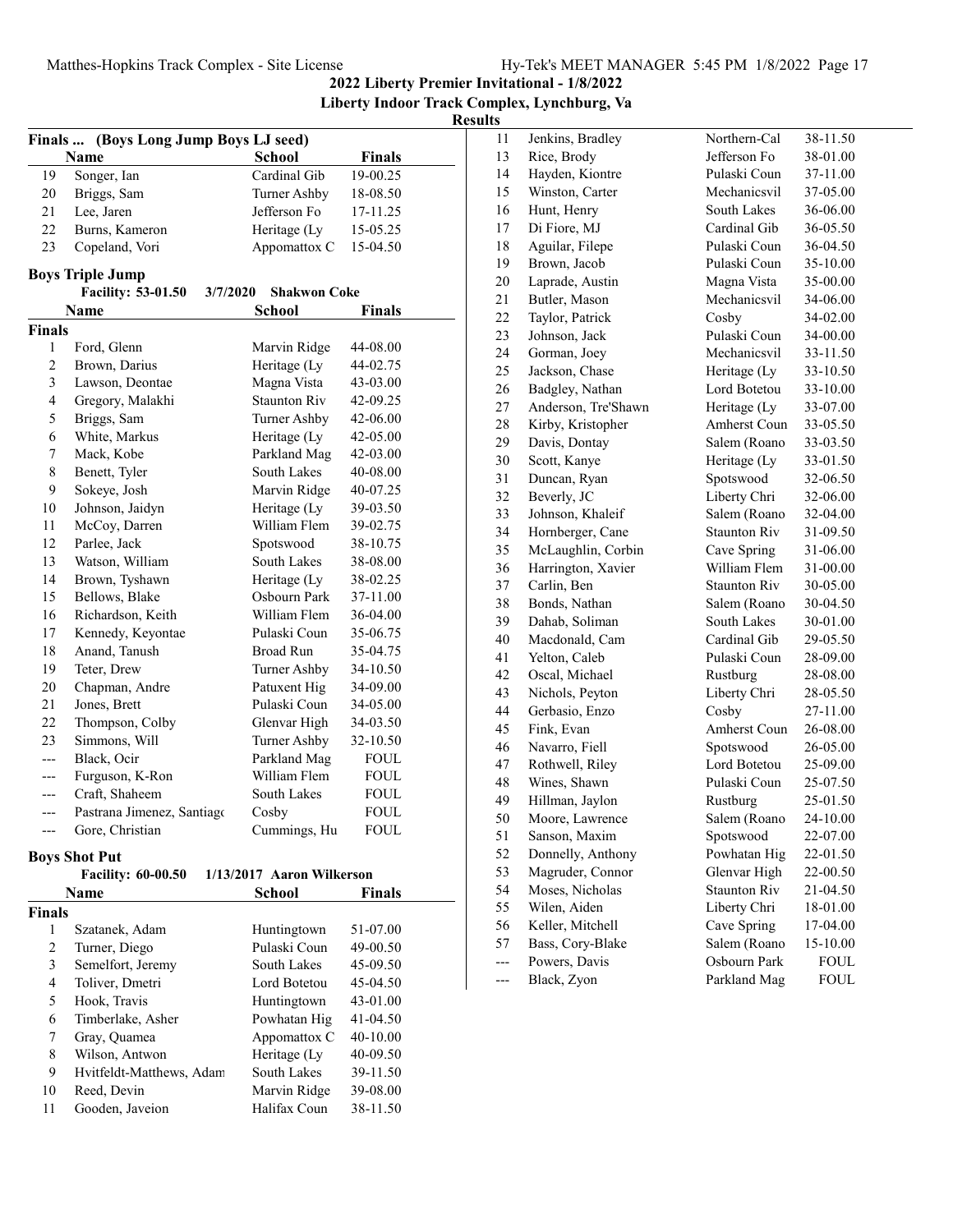## 2022 Liberty Premier Invitational - 1/8/2022

**Liberty Indoor Track Complex, Lynchburg, Va**

**Results**

### Finals ... (Boys Long Jump Boys LJ seed)

| | Name | School | Finals |
|---|---|---|---|
| 19 | Songer, Ian | Cardinal Gib | 19-00.25 |
| 20 | Briggs, Sam | Turner Ashby | 18-08.50 |
| 21 | Lee, Jaren | Jefferson Fo | 17-11.25 |
| 22 | Burns, Kameron | Heritage (Ly | 15-05.25 |
| 23 | Copeland, Vori | Appomattox C | 15-04.50 |

### Boys Triple Jump

**Facility: 53-01.50 3/7/2020 Shakwon Coke**

| | Name | School | Finals |
|---|---|---|---|
| **Finals** | | | |
| 1 | Ford, Glenn | Marvin Ridge | 44-08.00 |
| 2 | Brown, Darius | Heritage (Ly | 44-02.75 |
| 3 | Lawson, Deontae | Magna Vista | 43-03.00 |
| 4 | Gregory, Malakhi | Staunton Riv | 42-09.25 |
| 5 | Briggs, Sam | Turner Ashby | 42-06.00 |
| 6 | White, Markus | Heritage (Ly | 42-05.00 |
| 7 | Mack, Kobe | Parkland Mag | 42-03.00 |
| 8 | Benett, Tyler | South Lakes | 40-08.00 |
| 9 | Sokeye, Josh | Marvin Ridge | 40-07.25 |
| 10 | Johnson, Jaidyn | Heritage (Ly | 39-03.50 |
| 11 | McCoy, Darren | William Flem | 39-02.75 |
| 12 | Parlee, Jack | Spotswood | 38-10.75 |
| 13 | Watson, William | South Lakes | 38-08.00 |
| 14 | Brown, Tyshawn | Heritage (Ly | 38-02.25 |
| 15 | Bellows, Blake | Osbourn Park | 37-11.00 |
| 16 | Richardson, Keith | William Flem | 36-04.00 |
| 17 | Kennedy, Keyontae | Pulaski Coun | 35-06.75 |
| 18 | Anand, Tanush | Broad Run | 35-04.75 |
| 19 | Teter, Drew | Turner Ashby | 34-10.50 |
| 20 | Chapman, Andre | Patuxent Hig | 34-09.00 |
| 21 | Jones, Brett | Pulaski Coun | 34-05.00 |
| 22 | Thompson, Colby | Glenvar High | 34-03.50 |
| 23 | Simmons, Will | Turner Ashby | 32-10.50 |
| --- | Black, Ocir | Parkland Mag | FOUL |
| --- | Furguson, K-Ron | William Flem | FOUL |
| --- | Craft, Shaheem | South Lakes | FOUL |
| --- | Pastrana Jimenez, Santiago | Cosby | FOUL |
| --- | Gore, Christian | Cummings, Hu | FOUL |

### Boys Shot Put

**Facility: 60-00.50 1/13/2017 Aaron Wilkerson**

| | Name | School | Finals |
|---|---|---|---|
| **Finals** | | | |
| 1 | Szatanek, Adam | Huntingtown | 51-07.00 |
| 2 | Turner, Diego | Pulaski Coun | 49-00.50 |
| 3 | Semelfort, Jeremy | South Lakes | 45-09.50 |
| 4 | Toliver, Dmetri | Lord Botetou | 45-04.50 |
| 5 | Hook, Travis | Huntingtown | 43-01.00 |
| 6 | Timberlake, Asher | Powhatan Hig | 41-04.50 |
| 7 | Gray, Quamea | Appomattox C | 40-10.00 |
| 8 | Wilson, Antwon | Heritage (Ly | 40-09.50 |
| 9 | Hvitfeldt-Matthews, Adam | South Lakes | 39-11.50 |
| 10 | Reed, Devin | Marvin Ridge | 39-08.00 |
| 11 | Gooden, Javeion | Halifax Coun | 38-11.50 |
| 11 | Jenkins, Bradley | Northern-Cal | 38-11.50 |
| 13 | Rice, Brody | Jefferson Fo | 38-01.00 |
| 14 | Hayden, Kiontre | Pulaski Coun | 37-11.00 |
| 15 | Winston, Carter | Mechanicsvil | 37-05.00 |
| 16 | Hunt, Henry | South Lakes | 36-06.00 |
| 17 | Di Fiore, MJ | Cardinal Gib | 36-05.50 |
| 18 | Aguilar, Filepe | Pulaski Coun | 36-04.50 |
| 19 | Brown, Jacob | Pulaski Coun | 35-10.00 |
| 20 | Laprade, Austin | Magna Vista | 35-00.00 |
| 21 | Butler, Mason | Mechanicsvil | 34-06.00 |
| 22 | Taylor, Patrick | Cosby | 34-02.00 |
| 23 | Johnson, Jack | Pulaski Coun | 34-00.00 |
| 24 | Gorman, Joey | Mechanicsvil | 33-11.50 |
| 25 | Jackson, Chase | Heritage (Ly | 33-10.50 |
| 26 | Badgley, Nathan | Lord Botetou | 33-10.00 |
| 27 | Anderson, Tre'Shawn | Heritage (Ly | 33-07.00 |
| 28 | Kirby, Kristopher | Amherst Coun | 33-05.50 |
| 29 | Davis, Dontay | Salem (Roano | 33-03.50 |
| 30 | Scott, Kanye | Heritage (Ly | 33-01.50 |
| 31 | Duncan, Ryan | Spotswood | 32-06.50 |
| 32 | Beverly, JC | Liberty Chri | 32-06.00 |
| 33 | Johnson, Khaleif | Salem (Roano | 32-04.00 |
| 34 | Hornberger, Cane | Staunton Riv | 31-09.50 |
| 35 | McLaughlin, Corbin | Cave Spring | 31-06.00 |
| 36 | Harrington, Xavier | William Flem | 31-00.00 |
| 37 | Carlin, Ben | Staunton Riv | 30-05.00 |
| 38 | Bonds, Nathan | Salem (Roano | 30-04.50 |
| 39 | Dahab, Soliman | South Lakes | 30-01.00 |
| 40 | Macdonald, Cam | Cardinal Gib | 29-05.50 |
| 41 | Yelton, Caleb | Pulaski Coun | 28-09.00 |
| 42 | Oscal, Michael | Rustburg | 28-08.00 |
| 43 | Nichols, Peyton | Liberty Chri | 28-05.50 |
| 44 | Gerbasio, Enzo | Cosby | 27-11.00 |
| 45 | Fink, Evan | Amherst Coun | 26-08.00 |
| 46 | Navarro, Fiell | Spotswood | 26-05.00 |
| 47 | Rothwell, Riley | Lord Botetou | 25-09.00 |
| 48 | Wines, Shawn | Pulaski Coun | 25-07.50 |
| 49 | Hillman, Jaylon | Rustburg | 25-01.50 |
| 50 | Moore, Lawrence | Salem (Roano | 24-10.00 |
| 51 | Sanson, Maxim | Spotswood | 22-07.00 |
| 52 | Donnelly, Anthony | Powhatan Hig | 22-01.50 |
| 53 | Magruder, Connor | Glenvar High | 22-00.50 |
| 54 | Moses, Nicholas | Staunton Riv | 21-04.50 |
| 55 | Wilen, Aiden | Liberty Chri | 18-01.00 |
| 56 | Keller, Mitchell | Cave Spring | 17-04.00 |
| 57 | Bass, Cory-Blake | Salem (Roano | 15-10.00 |
| --- | Powers, Davis | Osbourn Park | FOUL |
| --- | Black, Zyon | Parkland Mag | FOUL |